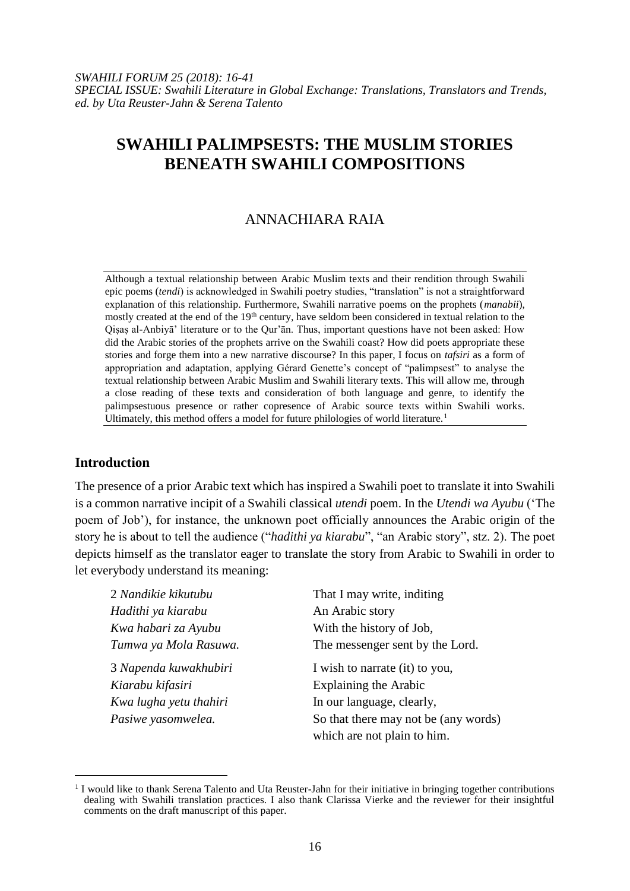*SWAHILI FORUM 25 (2018): 16-41*
*SPECIAL ISSUE: Swahili Literature in Global Exchange: Translations, Translators and Trends, ed. by Uta Reuster-Jahn & Serena Talento*

# SWAHILI PALIMPSESTS: THE MUSLIM STORIES BENEATH SWAHILI COMPOSITIONS

## ANNACHIARA RAIA

Although a textual relationship between Arabic Muslim texts and their rendition through Swahili epic poems (*tendi*) is acknowledged in Swahili poetry studies, "translation" is not a straightforward explanation of this relationship. Furthermore, Swahili narrative poems on the prophets (*manabii*), mostly created at the end of the 19th century, have seldom been considered in textual relation to the Qiṣaṣ al-Anbiyā' literature or to the Qur'ān. Thus, important questions have not been asked: How did the Arabic stories of the prophets arrive on the Swahili coast? How did poets appropriate these stories and forge them into a new narrative discourse? In this paper, I focus on *tafsiri* as a form of appropriation and adaptation, applying Gérard Genette's concept of "palimpsest" to analyse the textual relationship between Arabic Muslim and Swahili literary texts. This will allow me, through a close reading of these texts and consideration of both language and genre, to identify the palimpsestuous presence or rather copresence of Arabic source texts within Swahili works. Ultimately, this method offers a model for future philologies of world literature.[1]

## Introduction

The presence of a prior Arabic text which has inspired a Swahili poet to translate it into Swahili is a common narrative incipit of a Swahili classical *utendi* poem. In the *Utendi wa Ayubu* ('The poem of Job'), for instance, the unknown poet officially announces the Arabic origin of the story he is about to tell the audience ("*hadithi ya kiarabu*", "an Arabic story", stz. 2). The poet depicts himself as the translator eager to translate the story from Arabic to Swahili in order to let everybody understand its meaning:

| | |
|---|---|
| 2 *Nandikie kikutubu* | That I may write, inditing |
| *Hadithi ya kiarabu* | An Arabic story |
| *Kwa habari za Ayubu* | With the history of Job, |
| *Tumwa ya Mola Rasuwa.* | The messenger sent by the Lord. |
| 3 *Napenda kuwakhubiri* | I wish to narrate (it) to you, |
| *Kiarabu kifasiri* | Explaining the Arabic |
| *Kwa lugha yetu thahiri* | In our language, clearly, |
| *Pasiwe yasomwelea.* | So that there may not be (any words) which are not plain to him. |

[1] I would like to thank Serena Talento and Uta Reuster-Jahn for their initiative in bringing together contributions dealing with Swahili translation practices. I also thank Clarissa Vierke and the reviewer for their insightful comments on the draft manuscript of this paper.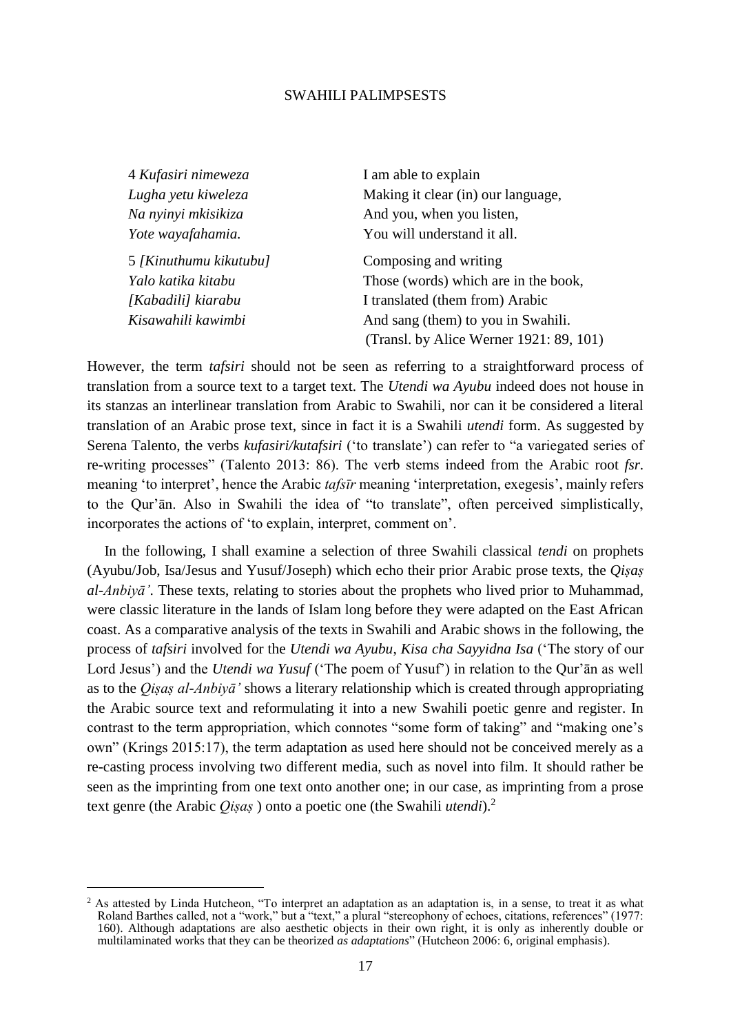| | |
|---|---|
| 4 *Kufasiri nimeweza* | I am able to explain |
| *Lugha yetu kiweleza* | Making it clear (in) our language, |
| *Na nyinyi mkisikiza* | And you, when you listen, |
| *Yote wayafahamia.* | You will understand it all. |
| 5 *[Kinuthumu kikutubu]* | Composing and writing |
| *Yalo katika kitabu* | Those (words) which are in the book, |
| *[Kabadili] kiarabu* | I translated (them from) Arabic |
| *Kisawahili kawimbi* | And sang (them) to you in Swahili. |
| | (Transl. by Alice Werner 1921: 89, 101) |

However, the term *tafsiri* should not be seen as referring to a straightforward process of translation from a source text to a target text. The *Utendi wa Ayubu* indeed does not house in its stanzas an interlinear translation from Arabic to Swahili, nor can it be considered a literal translation of an Arabic prose text, since in fact it is a Swahili *utendi* form. As suggested by Serena Talento, the verbs *kufasiri/kutafsiri* ('to translate') can refer to "a variegated series of re-writing processes" (Talento 2013: 86). The verb stems indeed from the Arabic root *fsr*. meaning 'to interpret', hence the Arabic *tafsīr* meaning 'interpretation, exegesis', mainly refers to the Qur'ān. Also in Swahili the idea of "to translate", often perceived simplistically, incorporates the actions of 'to explain, interpret, comment on'.

In the following, I shall examine a selection of three Swahili classical *tendi* on prophets (Ayubu/Job, Isa/Jesus and Yusuf/Joseph) which echo their prior Arabic prose texts, the *Qiṣaṣ al-Anbiyā'*. These texts, relating to stories about the prophets who lived prior to Muhammad, were classic literature in the lands of Islam long before they were adapted on the East African coast. As a comparative analysis of the texts in Swahili and Arabic shows in the following, the process of *tafsiri* involved for the *Utendi wa Ayubu*, *Kisa cha Sayyidna Isa* ('The story of our Lord Jesus') and the *Utendi wa Yusuf* ('The poem of Yusuf') in relation to the Qur'ān as well as to the *Qiṣaṣ al-Anbiyā'* shows a literary relationship which is created through appropriating the Arabic source text and reformulating it into a new Swahili poetic genre and register. In contrast to the term appropriation, which connotes "some form of taking" and "making one's own" (Krings 2015:17), the term adaptation as used here should not be conceived merely as a re-casting process involving two different media, such as novel into film. It should rather be seen as the imprinting from one text onto another one; in our case, as imprinting from a prose text genre (the Arabic *Qiṣaṣ* ) onto a poetic one (the Swahili *utendi*).[2]

[2] As attested by Linda Hutcheon, "To interpret an adaptation as an adaptation is, in a sense, to treat it as what Roland Barthes called, not a "work," but a "text," a plural "stereophony of echoes, citations, references" (1977: 160). Although adaptations are also aesthetic objects in their own right, it is only as inherently double or multilaminated works that they can be theorized *as adaptations*" (Hutcheon 2006: 6, original emphasis).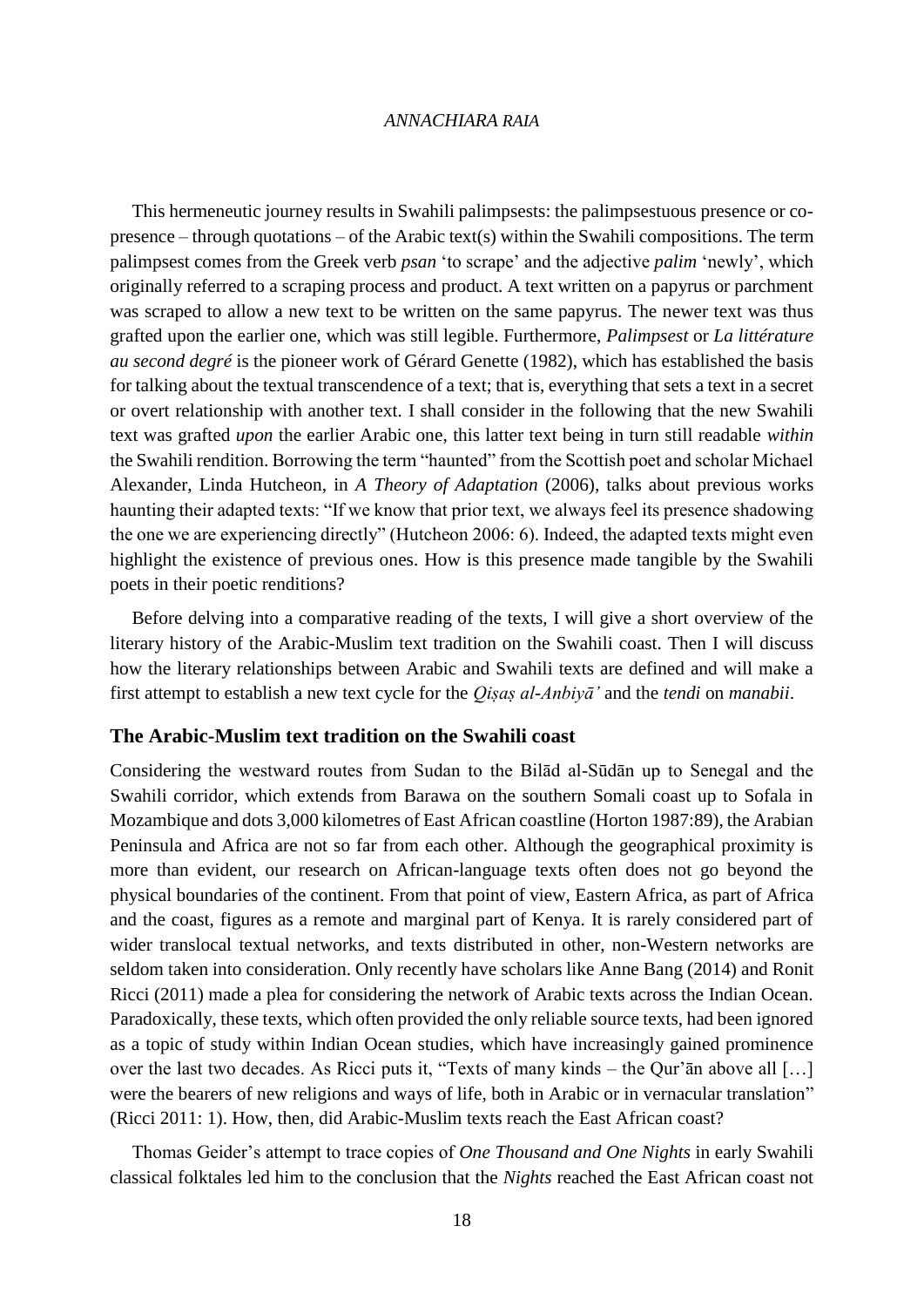This hermeneutic journey results in Swahili palimpsests: the palimpsestuous presence or co-presence – through quotations – of the Arabic text(s) within the Swahili compositions. The term palimpsest comes from the Greek verb *psan* 'to scrape' and the adjective *palim* 'newly', which originally referred to a scraping process and product. A text written on a papyrus or parchment was scraped to allow a new text to be written on the same papyrus. The newer text was thus grafted upon the earlier one, which was still legible. Furthermore, *Palimpsest* or *La littérature au second degré* is the pioneer work of Gérard Genette (1982), which has established the basis for talking about the textual transcendence of a text; that is, everything that sets a text in a secret or overt relationship with another text. I shall consider in the following that the new Swahili text was grafted *upon* the earlier Arabic one, this latter text being in turn still readable *within* the Swahili rendition. Borrowing the term "haunted" from the Scottish poet and scholar Michael Alexander, Linda Hutcheon, in *A Theory of Adaptation* (2006), talks about previous works haunting their adapted texts: "If we know that prior text, we always feel its presence shadowing the one we are experiencing directly" (Hutcheon 2006: 6). Indeed, the adapted texts might even highlight the existence of previous ones. How is this presence made tangible by the Swahili poets in their poetic renditions?

Before delving into a comparative reading of the texts, I will give a short overview of the literary history of the Arabic-Muslim text tradition on the Swahili coast. Then I will discuss how the literary relationships between Arabic and Swahili texts are defined and will make a first attempt to establish a new text cycle for the *Qiṣaṣ al-Anbiyā'* and the *tendi* on *manabii*.

## The Arabic-Muslim text tradition on the Swahili coast

Considering the westward routes from Sudan to the Bilād al-Sūdān up to Senegal and the Swahili corridor, which extends from Barawa on the southern Somali coast up to Sofala in Mozambique and dots 3,000 kilometres of East African coastline (Horton 1987:89), the Arabian Peninsula and Africa are not so far from each other. Although the geographical proximity is more than evident, our research on African-language texts often does not go beyond the physical boundaries of the continent. From that point of view, Eastern Africa, as part of Africa and the coast, figures as a remote and marginal part of Kenya. It is rarely considered part of wider translocal textual networks, and texts distributed in other, non-Western networks are seldom taken into consideration. Only recently have scholars like Anne Bang (2014) and Ronit Ricci (2011) made a plea for considering the network of Arabic texts across the Indian Ocean. Paradoxically, these texts, which often provided the only reliable source texts, had been ignored as a topic of study within Indian Ocean studies, which have increasingly gained prominence over the last two decades. As Ricci puts it, "Texts of many kinds – the Qur'ān above all […] were the bearers of new religions and ways of life, both in Arabic or in vernacular translation" (Ricci 2011: 1). How, then, did Arabic-Muslim texts reach the East African coast?

Thomas Geider's attempt to trace copies of *One Thousand and One Nights* in early Swahili classical folktales led him to the conclusion that the *Nights* reached the East African coast not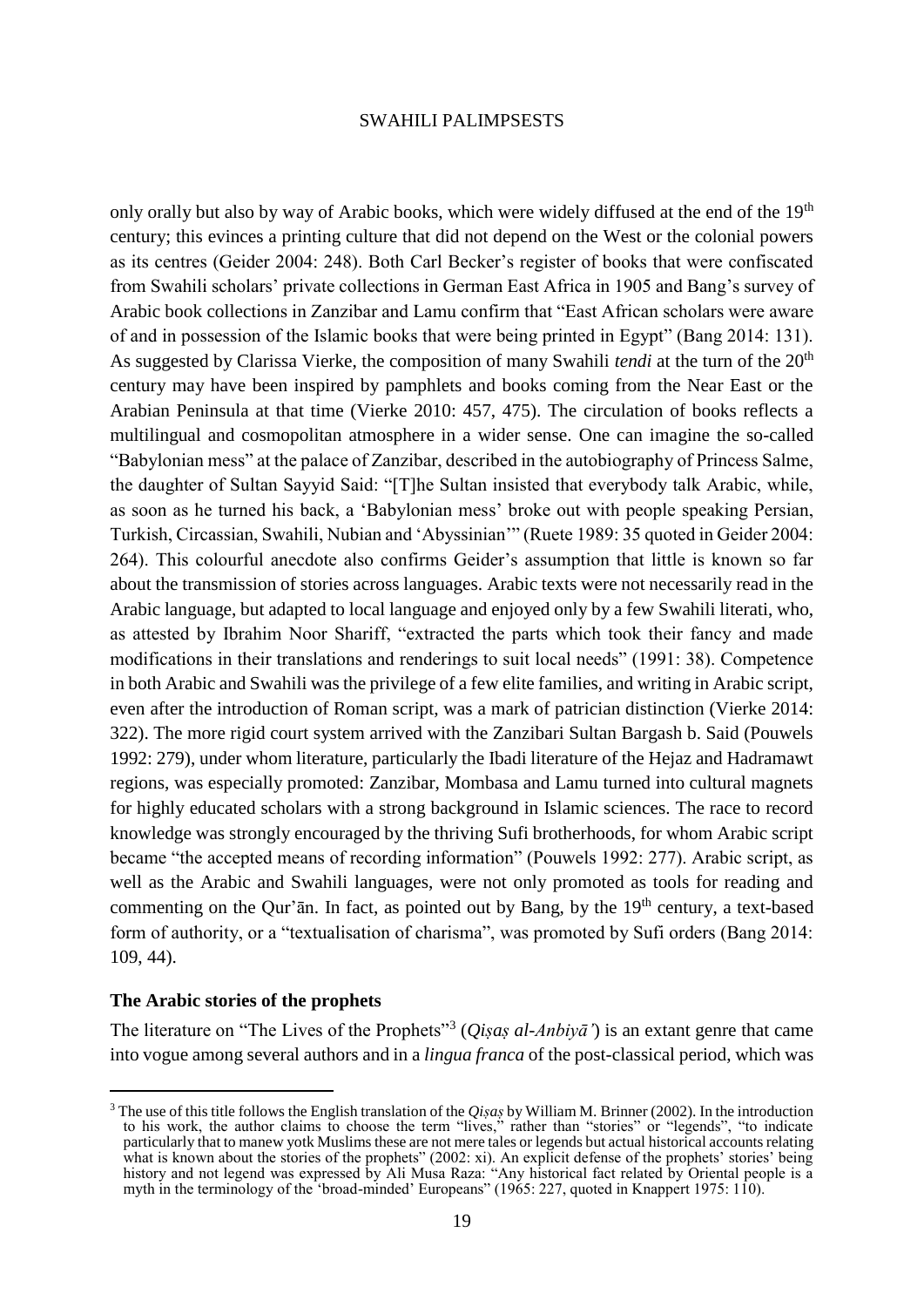only orally but also by way of Arabic books, which were widely diffused at the end of the 19th century; this evinces a printing culture that did not depend on the West or the colonial powers as its centres (Geider 2004: 248). Both Carl Becker's register of books that were confiscated from Swahili scholars' private collections in German East Africa in 1905 and Bang's survey of Arabic book collections in Zanzibar and Lamu confirm that "East African scholars were aware of and in possession of the Islamic books that were being printed in Egypt" (Bang 2014: 131). As suggested by Clarissa Vierke, the composition of many Swahili *tendi* at the turn of the 20th century may have been inspired by pamphlets and books coming from the Near East or the Arabian Peninsula at that time (Vierke 2010: 457, 475). The circulation of books reflects a multilingual and cosmopolitan atmosphere in a wider sense. One can imagine the so-called "Babylonian mess" at the palace of Zanzibar, described in the autobiography of Princess Salme, the daughter of Sultan Sayyid Said: "[T]he Sultan insisted that everybody talk Arabic, while, as soon as he turned his back, a 'Babylonian mess' broke out with people speaking Persian, Turkish, Circassian, Swahili, Nubian and 'Abyssinian'" (Ruete 1989: 35 quoted in Geider 2004: 264). This colourful anecdote also confirms Geider's assumption that little is known so far about the transmission of stories across languages. Arabic texts were not necessarily read in the Arabic language, but adapted to local language and enjoyed only by a few Swahili literati, who, as attested by Ibrahim Noor Shariff, "extracted the parts which took their fancy and made modifications in their translations and renderings to suit local needs" (1991: 38). Competence in both Arabic and Swahili was the privilege of a few elite families, and writing in Arabic script, even after the introduction of Roman script, was a mark of patrician distinction (Vierke 2014: 322). The more rigid court system arrived with the Zanzibari Sultan Bargash b. Said (Pouwels 1992: 279), under whom literature, particularly the Ibadi literature of the Hejaz and Hadramawt regions, was especially promoted: Zanzibar, Mombasa and Lamu turned into cultural magnets for highly educated scholars with a strong background in Islamic sciences. The race to record knowledge was strongly encouraged by the thriving Sufi brotherhoods, for whom Arabic script became "the accepted means of recording information" (Pouwels 1992: 277). Arabic script, as well as the Arabic and Swahili languages, were not only promoted as tools for reading and commenting on the Qur'ān. In fact, as pointed out by Bang, by the 19th century, a text-based form of authority, or a "textualisation of charisma", was promoted by Sufi orders (Bang 2014: 109, 44).

## The Arabic stories of the prophets

The literature on "The Lives of the Prophets"[3] (*Qiṣaṣ al-Anbiyā'*) is an extant genre that came into vogue among several authors and in a *lingua franca* of the post-classical period, which was

[3] The use of this title follows the English translation of the *Qiṣaṣ* by William M. Brinner (2002). In the introduction to his work, the author claims to choose the term "lives," rather than "stories" or "legends", "to indicate particularly that to manew yotk Muslims these are not mere tales or legends but actual historical accounts relating what is known about the stories of the prophets" (2002: xi). An explicit defense of the prophets' stories' being history and not legend was expressed by Ali Musa Raza: "Any historical fact related by Oriental people is a myth in the terminology of the 'broad-minded' Europeans" (1965: 227, quoted in Knappert 1975: 110).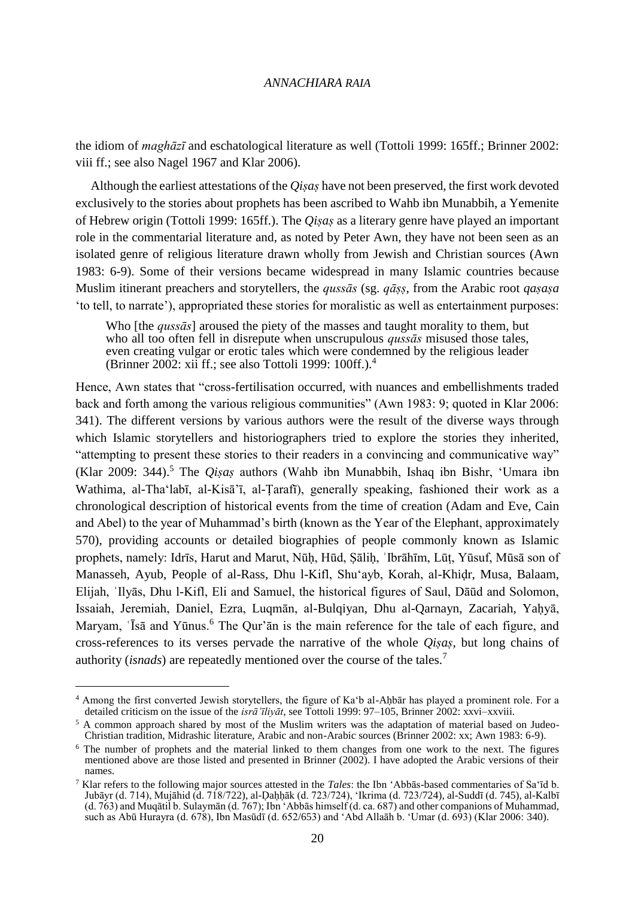the idiom of *maghāzī* and eschatological literature as well (Tottoli 1999: 165ff.; Brinner 2002: viii ff.; see also Nagel 1967 and Klar 2006).

Although the earliest attestations of the *Qiṣaṣ* have not been preserved, the first work devoted exclusively to the stories about prophets has been ascribed to Wahb ibn Munabbih, a Yemenite of Hebrew origin (Tottoli 1999: 165ff.). The *Qiṣaṣ* as a literary genre have played an important role in the commentarial literature and, as noted by Peter Awn, they have not been seen as an isolated genre of religious literature drawn wholly from Jewish and Christian sources (Awn 1983: 6-9). Some of their versions became widespread in many Islamic countries because Muslim itinerant preachers and storytellers, the *qussās* (sg. *qāṣṣ*, from the Arabic root *qaṣaṣa* 'to tell, to narrate'), appropriated these stories for moralistic as well as entertainment purposes:

> Who [the *qussās*] aroused the piety of the masses and taught morality to them, but who all too often fell in disrepute when unscrupulous *qussās* misused those tales, even creating vulgar or erotic tales which were condemned by the religious leader (Brinner 2002: xii ff.; see also Tottoli 1999: 100ff.).[4]

Hence, Awn states that "cross-fertilisation occurred, with nuances and embellishments traded back and forth among the various religious communities" (Awn 1983: 9; quoted in Klar 2006: 341). The different versions by various authors were the result of the diverse ways through which Islamic storytellers and historiographers tried to explore the stories they inherited, "attempting to present these stories to their readers in a convincing and communicative way" (Klar 2009: 344).[5] The *Qiṣaṣ* authors (Wahb ibn Munabbih, Ishaq ibn Bishr, 'Umara ibn Wathima, al-Tha'labī, al-Kisā'ī, al-Ṭarafī), generally speaking, fashioned their work as a chronological description of historical events from the time of creation (Adam and Eve, Cain and Abel) to the year of Muhammad's birth (known as the Year of the Elephant, approximately 570), providing accounts or detailed biographies of people commonly known as Islamic prophets, namely: Idrīs, Harut and Marut, Nūḥ, Hūd, Ṣāliḥ, ʾIbrāhīm, Lūṭ, Yūsuf, Mūsā son of Manasseh, Ayub, People of al-Rass, Dhu l-Kifl, Shu'ayb, Korah, al-Khiḍr, Musa, Balaam, Elijah, ʾIlyās, Dhu l-Kifl, Eli and Samuel, the historical figures of Saul, Dāūd and Solomon, Issaiah, Jeremiah, Daniel, Ezra, Luqmān, al-Bulqiyan, Dhu al-Qarnayn, Zacariah, Yaḥyā, Maryam, ʿĪsā and Yūnus.[6] The Qur'ān is the main reference for the tale of each figure, and cross-references to its verses pervade the narrative of the whole *Qiṣaṣ*, but long chains of authority (*isnads*) are repeatedly mentioned over the course of the tales.[7]

---

[4] Among the first converted Jewish storytellers, the figure of Ka'b al-Aḥbār has played a prominent role. For a detailed criticism on the issue of the *isrāʾīliyāt*, see Tottoli 1999: 97–105, Brinner 2002: xxvi–xxviii.

[5] A common approach shared by most of the Muslim writers was the adaptation of material based on Judeo-Christian tradition, Midrashic literature, Arabic and non-Arabic sources (Brinner 2002: xx; Awn 1983: 6-9).

[6] The number of prophets and the material linked to them changes from one work to the next. The figures mentioned above are those listed and presented in Brinner (2002). I have adopted the Arabic versions of their names.

[7] Klar refers to the following major sources attested in the *Tales*: the Ibn 'Abbās-based commentaries of Sa'īd b. Jubāyr (d. 714), Mujāhid (d. 718/722), al-Ḍaḥḥāk (d. 723/724), 'Ikrima (d. 723/724), al-Suddī (d. 745), al-Kalbī (d. 763) and Muqātil b. Sulaymān (d. 767); Ibn 'Abbās himself (d. ca. 687) and other companions of Muhammad, such as Abū Hurayra (d. 678), Ibn Masūdī (d. 652/653) and 'Abd Allaāh b. 'Umar (d. 693) (Klar 2006: 340).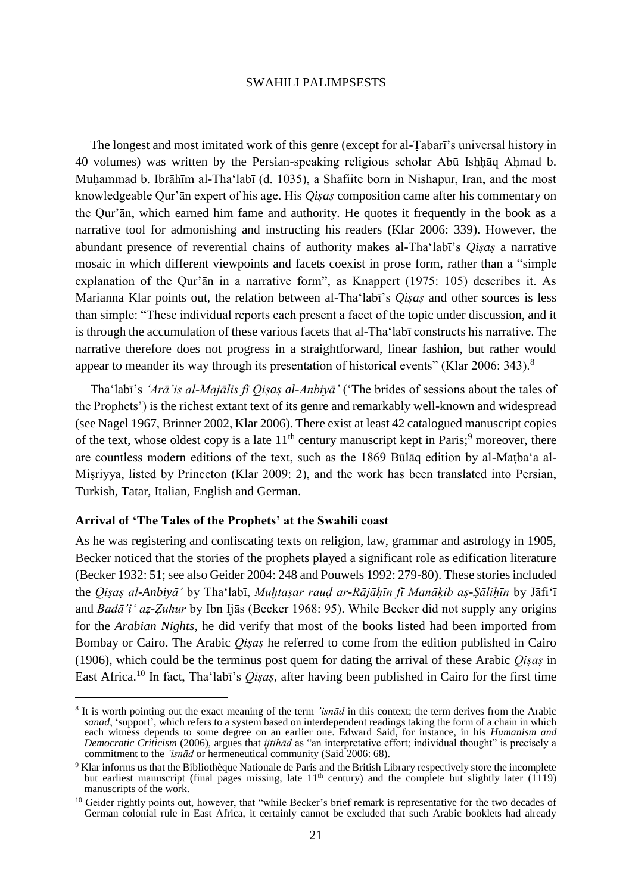The longest and most imitated work of this genre (except for al-Ṭabarī's universal history in 40 volumes) was written by the Persian-speaking religious scholar Abū Isḥḥāq Aḥmad b. Muḥammad b. Ibrāhīm al-Tha'labī (d. 1035), a Shafiite born in Nishapur, Iran, and the most knowledgeable Qur'ān expert of his age. His *Qiṣaṣ* composition came after his commentary on the Qur'ān, which earned him fame and authority. He quotes it frequently in the book as a narrative tool for admonishing and instructing his readers (Klar 2006: 339). However, the abundant presence of reverential chains of authority makes al-Tha'labī's *Qiṣaṣ* a narrative mosaic in which different viewpoints and facets coexist in prose form, rather than a "simple explanation of the Qur'ān in a narrative form", as Knappert (1975: 105) describes it. As Marianna Klar points out, the relation between al-Tha'labī's *Qiṣaṣ* and other sources is less than simple: "These individual reports each present a facet of the topic under discussion, and it is through the accumulation of these various facets that al-Tha'labī constructs his narrative. The narrative therefore does not progress in a straightforward, linear fashion, but rather would appear to meander its way through its presentation of historical events" (Klar 2006: 343).[8]

Tha'labī's *'Arā'is al-Majālis fī Qiṣaṣ al-Anbiyā'* ('The brides of sessions about the tales of the Prophets') is the richest extant text of its genre and remarkably well-known and widespread (see Nagel 1967, Brinner 2002, Klar 2006). There exist at least 42 catalogued manuscript copies of the text, whose oldest copy is a late 11th century manuscript kept in Paris;[9] moreover, there are countless modern editions of the text, such as the 1869 Būlāq edition by al-Maṭba'a al-Miṣriyya, listed by Princeton (Klar 2009: 2), and the work has been translated into Persian, Turkish, Tatar, Italian, English and German.

### Arrival of 'The Tales of the Prophets' at the Swahili coast

As he was registering and confiscating texts on religion, law, grammar and astrology in 1905, Becker noticed that the stories of the prophets played a significant role as edification literature (Becker 1932: 51; see also Geider 2004: 248 and Pouwels 1992: 279-80). These stories included the *Qiṣaṣ al-Anbiyā'* by Tha'labī, *Muḥtaṣar rauḍ ar-Rājāḥīn fī Manāḳib aṣ-Ṣāliḥīn* by Jāfi'ī and *Badā'i' aẓ-Ẓuhur* by Ibn Ijās (Becker 1968: 95). While Becker did not supply any origins for the *Arabian Nights*, he did verify that most of the books listed had been imported from Bombay or Cairo. The Arabic *Qiṣaṣ* he referred to come from the edition published in Cairo (1906), which could be the terminus post quem for dating the arrival of these Arabic *Qiṣaṣ* in East Africa.[10] In fact, Tha'labī's *Qiṣaṣ*, after having been published in Cairo for the first time

---

[8] It is worth pointing out the exact meaning of the term *'isnād* in this context; the term derives from the Arabic *sanad*, 'support', which refers to a system based on interdependent readings taking the form of a chain in which each witness depends to some degree on an earlier one. Edward Said, for instance, in his *Humanism and Democratic Criticism* (2006), argues that *ijtihād* as "an interpretative effort; individual thought" is precisely a commitment to the *'isnād* or hermeneutical community (Said 2006: 68).

[9] Klar informs us that the Bibliothèque Nationale de Paris and the British Library respectively store the incomplete but earliest manuscript (final pages missing, late 11th century) and the complete but slightly later (1119) manuscripts of the work.

[10] Geider rightly points out, however, that "while Becker's brief remark is representative for the two decades of German colonial rule in East Africa, it certainly cannot be excluded that such Arabic booklets had already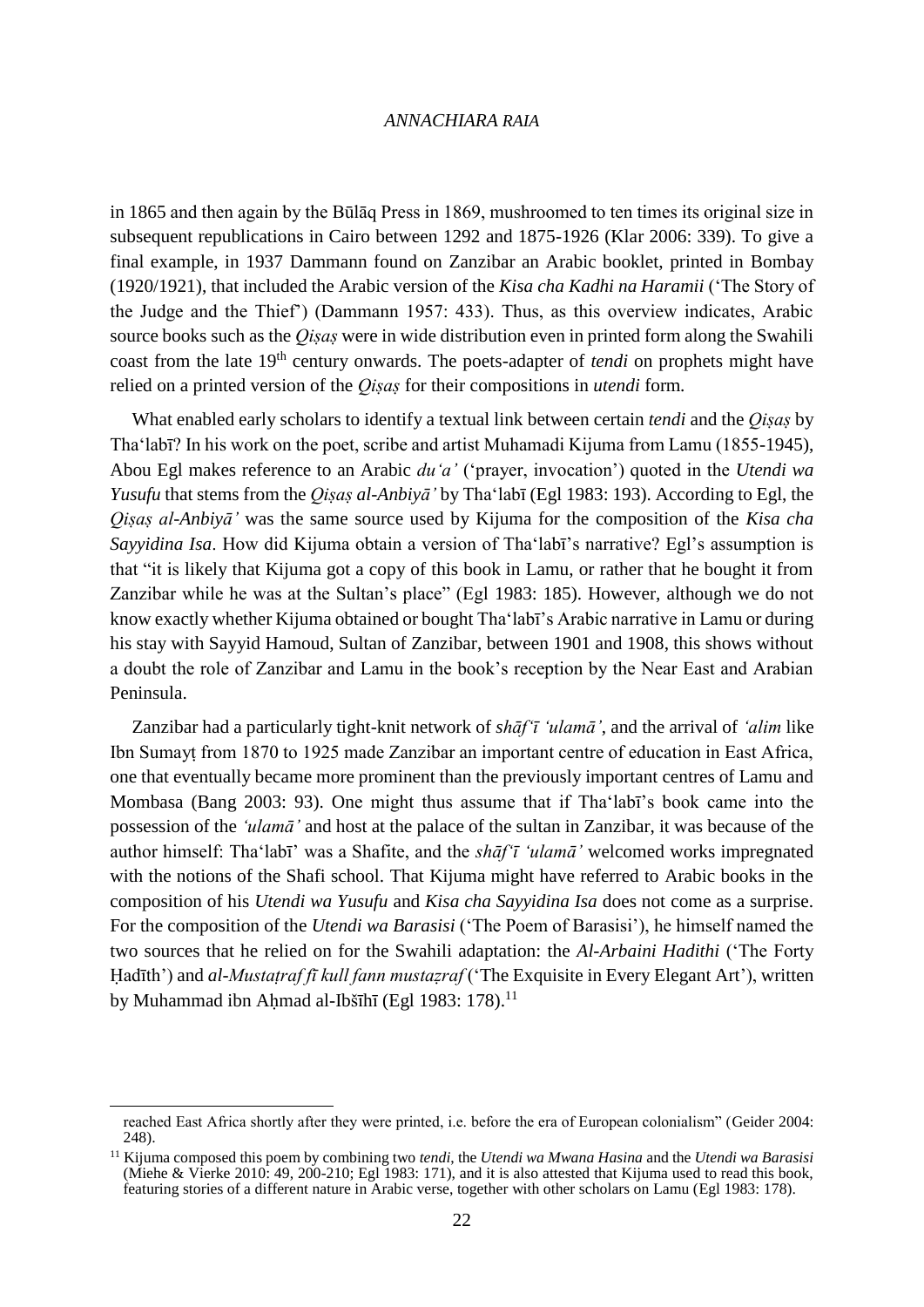in 1865 and then again by the Būlāq Press in 1869, mushroomed to ten times its original size in subsequent republications in Cairo between 1292 and 1875-1926 (Klar 2006: 339). To give a final example, in 1937 Dammann found on Zanzibar an Arabic booklet, printed in Bombay (1920/1921), that included the Arabic version of the *Kisa cha Kadhi na Haramii* ('The Story of the Judge and the Thief') (Dammann 1957: 433). Thus, as this overview indicates, Arabic source books such as the *Qiṣaṣ* were in wide distribution even in printed form along the Swahili coast from the late 19th century onwards. The poets-adapter of *tendi* on prophets might have relied on a printed version of the *Qiṣaṣ* for their compositions in *utendi* form.

What enabled early scholars to identify a textual link between certain *tendi* and the *Qiṣaṣ* by Tha'labī? In his work on the poet, scribe and artist Muhamadi Kijuma from Lamu (1855-1945), Abou Egl makes reference to an Arabic *du'a'* ('prayer, invocation') quoted in the *Utendi wa Yusufu* that stems from the *Qiṣaṣ al-Anbiyā'* by Tha'labī (Egl 1983: 193). According to Egl, the *Qiṣaṣ al-Anbiyā'* was the same source used by Kijuma for the composition of the *Kisa cha Sayyidina Isa*. How did Kijuma obtain a version of Tha'labī's narrative? Egl's assumption is that "it is likely that Kijuma got a copy of this book in Lamu, or rather that he bought it from Zanzibar while he was at the Sultan's place" (Egl 1983: 185). However, although we do not know exactly whether Kijuma obtained or bought Tha'labī's Arabic narrative in Lamu or during his stay with Sayyid Hamoud, Sultan of Zanzibar, between 1901 and 1908, this shows without a doubt the role of Zanzibar and Lamu in the book's reception by the Near East and Arabian Peninsula.

Zanzibar had a particularly tight-knit network of *shāf'ī 'ulamā'*, and the arrival of *'alim* like Ibn Sumayṭ from 1870 to 1925 made Zanzibar an important centre of education in East Africa, one that eventually became more prominent than the previously important centres of Lamu and Mombasa (Bang 2003: 93). One might thus assume that if Tha'labī's book came into the possession of the *'ulamā'* and host at the palace of the sultan in Zanzibar, it was because of the author himself: Tha'labī' was a Shafite, and the *shāf'ī 'ulamā'* welcomed works impregnated with the notions of the Shafi school. That Kijuma might have referred to Arabic books in the composition of his *Utendi wa Yusufu* and *Kisa cha Sayyidina Isa* does not come as a surprise. For the composition of the *Utendi wa Barasisi* ('The Poem of Barasisi'), he himself named the two sources that he relied on for the Swahili adaptation: the *Al-Arbaini Hadithi* ('The Forty Ḥadīth') and *al-Mustaṭraf fī kull fann mustaẓraf* ('The Exquisite in Every Elegant Art'), written by Muhammad ibn Aḥmad al-Ibšīhī (Egl 1983: 178).[11]

---

reached East Africa shortly after they were printed, i.e. before the era of European colonialism" (Geider 2004: 248).

[11] Kijuma composed this poem by combining two *tendi*, the *Utendi wa Mwana Hasina* and the *Utendi wa Barasisi* (Miehe & Vierke 2010: 49, 200-210; Egl 1983: 171), and it is also attested that Kijuma used to read this book, featuring stories of a different nature in Arabic verse, together with other scholars on Lamu (Egl 1983: 178).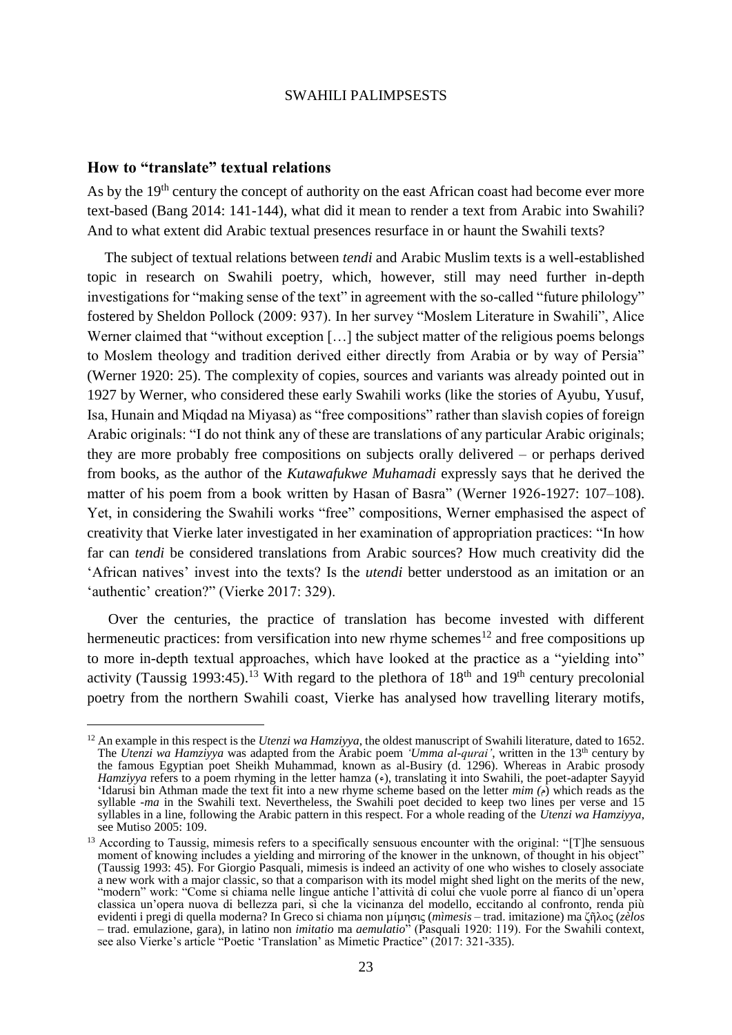## How to "translate" textual relations

As by the 19th century the concept of authority on the east African coast had become ever more text-based (Bang 2014: 141-144), what did it mean to render a text from Arabic into Swahili? And to what extent did Arabic textual presences resurface in or haunt the Swahili texts?

The subject of textual relations between *tendi* and Arabic Muslim texts is a well-established topic in research on Swahili poetry, which, however, still may need further in-depth investigations for "making sense of the text" in agreement with the so-called "future philology" fostered by Sheldon Pollock (2009: 937). In her survey "Moslem Literature in Swahili", Alice Werner claimed that "without exception […] the subject matter of the religious poems belongs to Moslem theology and tradition derived either directly from Arabia or by way of Persia" (Werner 1920: 25). The complexity of copies, sources and variants was already pointed out in 1927 by Werner, who considered these early Swahili works (like the stories of Ayubu, Yusuf, Isa, Hunain and Miqdad na Miyasa) as "free compositions" rather than slavish copies of foreign Arabic originals: "I do not think any of these are translations of any particular Arabic originals; they are more probably free compositions on subjects orally delivered – or perhaps derived from books, as the author of the *Kutawafukwe Muhamadi* expressly says that he derived the matter of his poem from a book written by Hasan of Basra" (Werner 1926-1927: 107–108). Yet, in considering the Swahili works "free" compositions, Werner emphasised the aspect of creativity that Vierke later investigated in her examination of appropriation practices: "In how far can *tendi* be considered translations from Arabic sources? How much creativity did the 'African natives' invest into the texts? Is the *utendi* better understood as an imitation or an 'authentic' creation?" (Vierke 2017: 329).

Over the centuries, the practice of translation has become invested with different hermeneutic practices: from versification into new rhyme schemes[12] and free compositions up to more in-depth textual approaches, which have looked at the practice as a "yielding into" activity (Taussig 1993:45).[13] With regard to the plethora of 18th and 19th century precolonial poetry from the northern Swahili coast, Vierke has analysed how travelling literary motifs,

---

[12] An example in this respect is the *Utenzi wa Hamziyya*, the oldest manuscript of Swahili literature, dated to 1652. The *Utenzi wa Hamziyya* was adapted from the Arabic poem *'Umma al-qurai'*, written in the 13th century by the famous Egyptian poet Sheikh Muhammad, known as al-Busiry (d. 1296). Whereas in Arabic prosody *Hamziyya* refers to a poem rhyming in the letter hamza (ء), translating it into Swahili, the poet-adapter Sayyid 'Idarusi bin Athman made the text fit into a new rhyme scheme based on the letter *mim* (م) which reads as the syllable *-ma* in the Swahili text. Nevertheless, the Swahili poet decided to keep two lines per verse and 15 syllables in a line, following the Arabic pattern in this respect. For a whole reading of the *Utenzi wa Hamziyya*, see Mutiso 2005: 109.

[13] According to Taussig, mimesis refers to a specifically sensuous encounter with the original: "[T]he sensuous moment of knowing includes a yielding and mirroring of the knower in the unknown, of thought in his object" (Taussig 1993: 45). For Giorgio Pasquali, mimesis is indeed an activity of one who wishes to closely associate a new work with a major classic, so that a comparison with its model might shed light on the merits of the new, "modern" work: "Come si chiama nelle lingue antiche l'attività di colui che vuole porre al fianco di un'opera classica un'opera nuova di bellezza pari, sì che la vicinanza del modello, eccitando al confronto, renda più evidenti i pregi di quella moderna? In Greco si chiama non μίμησις (*mìmesis* – trad. imitazione) ma ζῆλος (*zèlos* – trad. emulazione, gara), in latino non *imitatio* ma *aemulatio*" (Pasquali 1920: 119). For the Swahili context, see also Vierke's article "Poetic 'Translation' as Mimetic Practice" (2017: 321-335).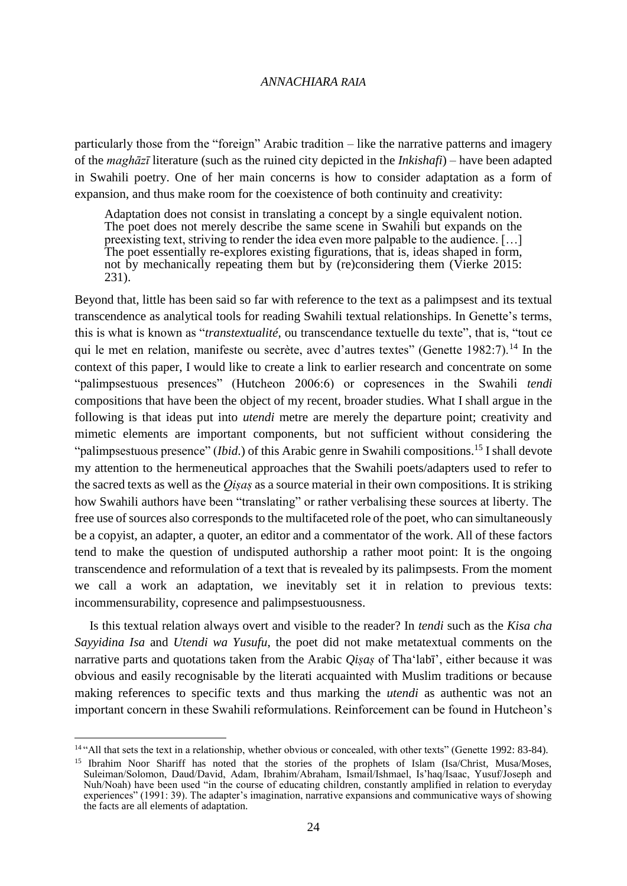particularly those from the "foreign" Arabic tradition – like the narrative patterns and imagery of the *maghāzī* literature (such as the ruined city depicted in the *Inkishafi*) – have been adapted in Swahili poetry. One of her main concerns is how to consider adaptation as a form of expansion, and thus make room for the coexistence of both continuity and creativity:

> Adaptation does not consist in translating a concept by a single equivalent notion. The poet does not merely describe the same scene in Swahili but expands on the preexisting text, striving to render the idea even more palpable to the audience. […] The poet essentially re-explores existing figurations, that is, ideas shaped in form, not by mechanically repeating them but by (re)considering them (Vierke 2015: 231).

Beyond that, little has been said so far with reference to the text as a palimpsest and its textual transcendence as analytical tools for reading Swahili textual relationships. In Genette's terms, this is what is known as "*transtextualité*, ou transcendance textuelle du texte", that is, "tout ce qui le met en relation, manifeste ou secrète, avec d'autres textes" (Genette 1982:7).[14] In the context of this paper, I would like to create a link to earlier research and concentrate on some "palimpsestuous presences" (Hutcheon 2006:6) or copresences in the Swahili *tendi* compositions that have been the object of my recent, broader studies. What I shall argue in the following is that ideas put into *utendi* metre are merely the departure point; creativity and mimetic elements are important components, but not sufficient without considering the "palimpsestuous presence" (*Ibid*.) of this Arabic genre in Swahili compositions.[15] I shall devote my attention to the hermeneutical approaches that the Swahili poets/adapters used to refer to the sacred texts as well as the *Qiṣaṣ* as a source material in their own compositions. It is striking how Swahili authors have been "translating" or rather verbalising these sources at liberty. The free use of sources also corresponds to the multifaceted role of the poet, who can simultaneously be a copyist, an adapter, a quoter, an editor and a commentator of the work. All of these factors tend to make the question of undisputed authorship a rather moot point: It is the ongoing transcendence and reformulation of a text that is revealed by its palimpsests. From the moment we call a work an adaptation, we inevitably set it in relation to previous texts: incommensurability, copresence and palimpsestuousness.

Is this textual relation always overt and visible to the reader? In *tendi* such as the *Kisa cha Sayyidina Isa* and *Utendi wa Yusufu*, the poet did not make metatextual comments on the narrative parts and quotations taken from the Arabic *Qiṣaṣ* of Tha'labī', either because it was obvious and easily recognisable by the literati acquainted with Muslim traditions or because making references to specific texts and thus marking the *utendi* as authentic was not an important concern in these Swahili reformulations. Reinforcement can be found in Hutcheon's

---

[14] "All that sets the text in a relationship, whether obvious or concealed, with other texts" (Genette 1992: 83-84).

[15] Ibrahim Noor Shariff has noted that the stories of the prophets of Islam (Isa/Christ, Musa/Moses, Suleiman/Solomon, Daud/David, Adam, Ibrahim/Abraham, Ismail/Ishmael, Is'haq/Isaac, Yusuf/Joseph and Nuh/Noah) have been used "in the course of educating children, constantly amplified in relation to everyday experiences" (1991: 39). The adapter's imagination, narrative expansions and communicative ways of showing the facts are all elements of adaptation.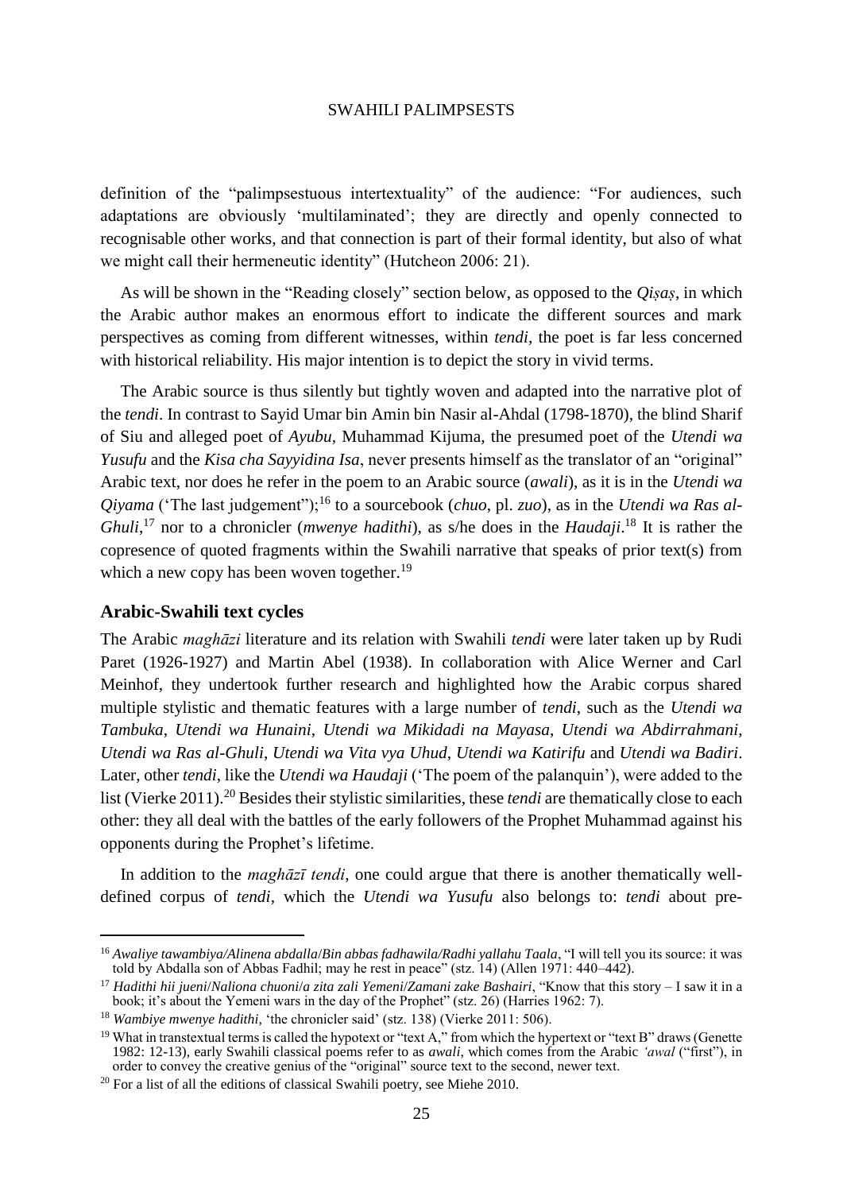definition of the "palimpsestuous intertextuality" of the audience: "For audiences, such adaptations are obviously 'multilaminated'; they are directly and openly connected to recognisable other works, and that connection is part of their formal identity, but also of what we might call their hermeneutic identity" (Hutcheon 2006: 21).

As will be shown in the "Reading closely" section below, as opposed to the *Qiṣaṣ*, in which the Arabic author makes an enormous effort to indicate the different sources and mark perspectives as coming from different witnesses, within *tendi*, the poet is far less concerned with historical reliability. His major intention is to depict the story in vivid terms.

The Arabic source is thus silently but tightly woven and adapted into the narrative plot of the *tendi*. In contrast to Sayid Umar bin Amin bin Nasir al-Ahdal (1798-1870), the blind Sharif of Siu and alleged poet of *Ayubu*, Muhammad Kijuma, the presumed poet of the *Utendi wa Yusufu* and the *Kisa cha Sayyidina Isa*, never presents himself as the translator of an "original" Arabic text, nor does he refer in the poem to an Arabic source (*awali*), as it is in the *Utendi wa Qiyama* ('The last judgement");[16] to a sourcebook (*chuo*, pl. *zuo*), as in the *Utendi wa Ras al-Ghuli*,[17] nor to a chronicler (*mwenye hadithi*), as s/he does in the *Haudaji*.[18] It is rather the copresence of quoted fragments within the Swahili narrative that speaks of prior text(s) from which a new copy has been woven together.[19]

## Arabic-Swahili text cycles

The Arabic *maghāzi* literature and its relation with Swahili *tendi* were later taken up by Rudi Paret (1926-1927) and Martin Abel (1938). In collaboration with Alice Werner and Carl Meinhof, they undertook further research and highlighted how the Arabic corpus shared multiple stylistic and thematic features with a large number of *tendi*, such as the *Utendi wa Tambuka*, *Utendi wa Hunaini*, *Utendi wa Mikidadi na Mayasa*, *Utendi wa Abdirrahmani*, *Utendi wa Ras al-Ghuli*, *Utendi wa Vita vya Uhud*, *Utendi wa Katirifu* and *Utendi wa Badiri*. Later, other *tendi*, like the *Utendi wa Haudaji* ('The poem of the palanquin'), were added to the list (Vierke 2011).[20] Besides their stylistic similarities, these *tendi* are thematically close to each other: they all deal with the battles of the early followers of the Prophet Muhammad against his opponents during the Prophet's lifetime.

In addition to the *maghāzī tendi*, one could argue that there is another thematically well-defined corpus of *tendi*, which the *Utendi wa Yusufu* also belongs to: *tendi* about pre-

---

[16] *Awaliye tawambiya/Alinena abdalla*/*Bin abbas fadhawila/Radhi yallahu Taala*, "I will tell you its source: it was told by Abdalla son of Abbas Fadhil; may he rest in peace" (stz. 14) (Allen 1971: 440–442).

[17] *Hadithi hii jueni*/*Naliona chuoni*/*a zita zali Yemeni*/*Zamani zake Bashairi*, "Know that this story – I saw it in a book; it's about the Yemeni wars in the day of the Prophet" (stz. 26) (Harries 1962: 7).

[18] *Wambiye mwenye hadithi*, 'the chronicler said' (stz. 138) (Vierke 2011: 506).

[19] What in transtextual terms is called the hypotext or "text A," from which the hypertext or "text B" draws (Genette 1982: 12-13), early Swahili classical poems refer to as *awali*, which comes from the Arabic *'awal* ("first"), in order to convey the creative genius of the "original" source text to the second, newer text.

[20] For a list of all the editions of classical Swahili poetry, see Miehe 2010.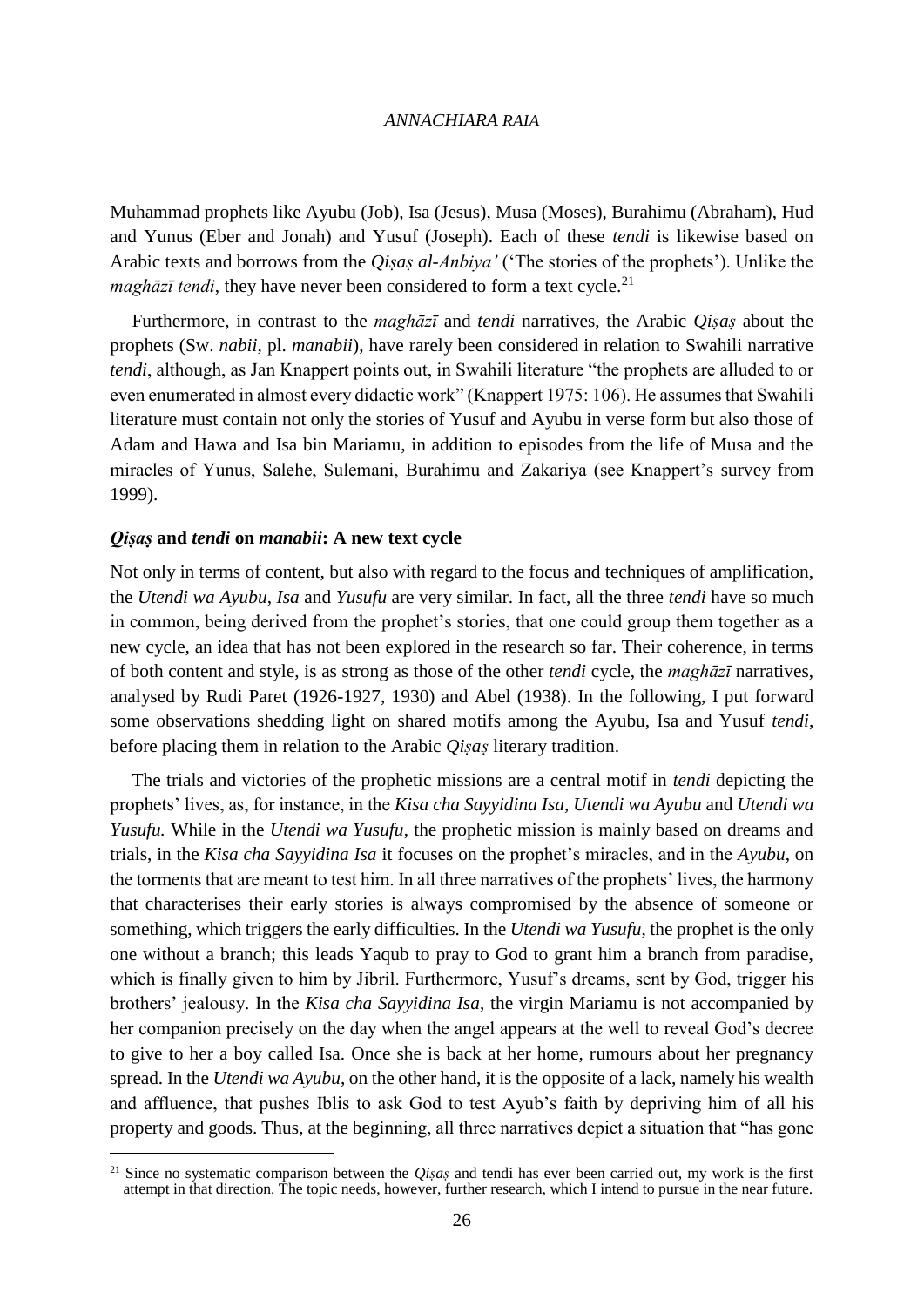Muhammad prophets like Ayubu (Job), Isa (Jesus), Musa (Moses), Burahimu (Abraham), Hud and Yunus (Eber and Jonah) and Yusuf (Joseph). Each of these *tendi* is likewise based on Arabic texts and borrows from the *Qiṣaṣ al-Anbiya'* ('The stories of the prophets'). Unlike the *maghāzī tendi*, they have never been considered to form a text cycle.[21]

Furthermore, in contrast to the *maghāzī* and *tendi* narratives, the Arabic *Qiṣaṣ* about the prophets (Sw. *nabii*, pl. *manabii*), have rarely been considered in relation to Swahili narrative *tendi*, although, as Jan Knappert points out, in Swahili literature "the prophets are alluded to or even enumerated in almost every didactic work" (Knappert 1975: 106). He assumes that Swahili literature must contain not only the stories of Yusuf and Ayubu in verse form but also those of Adam and Hawa and Isa bin Mariamu, in addition to episodes from the life of Musa and the miracles of Yunus, Salehe, Sulemani, Burahimu and Zakariya (see Knappert's survey from 1999).

## *Qiṣaṣ* and *tendi* on *manabii*: A new text cycle

Not only in terms of content, but also with regard to the focus and techniques of amplification, the *Utendi wa Ayubu*, *Isa* and *Yusufu* are very similar. In fact, all the three *tendi* have so much in common, being derived from the prophet's stories, that one could group them together as a new cycle, an idea that has not been explored in the research so far. Their coherence, in terms of both content and style, is as strong as those of the other *tendi* cycle, the *maghāzī* narratives, analysed by Rudi Paret (1926-1927, 1930) and Abel (1938). In the following, I put forward some observations shedding light on shared motifs among the Ayubu, Isa and Yusuf *tendi*, before placing them in relation to the Arabic *Qiṣaṣ* literary tradition.

The trials and victories of the prophetic missions are a central motif in *tendi* depicting the prophets' lives, as, for instance, in the *Kisa cha Sayyidina Isa*, *Utendi wa Ayubu* and *Utendi wa Yusufu.* While in the *Utendi wa Yusufu*, the prophetic mission is mainly based on dreams and trials, in the *Kisa cha Sayyidina Isa* it focuses on the prophet's miracles, and in the *Ayubu*, on the torments that are meant to test him. In all three narratives of the prophets' lives, the harmony that characterises their early stories is always compromised by the absence of someone or something, which triggers the early difficulties. In the *Utendi wa Yusufu*, the prophet is the only one without a branch; this leads Yaqub to pray to God to grant him a branch from paradise, which is finally given to him by Jibril. Furthermore, Yusuf's dreams, sent by God, trigger his brothers' jealousy. In the *Kisa cha Sayyidina Isa*, the virgin Mariamu is not accompanied by her companion precisely on the day when the angel appears at the well to reveal God's decree to give to her a boy called Isa. Once she is back at her home, rumours about her pregnancy spread. In the *Utendi wa Ayubu*, on the other hand, it is the opposite of a lack, namely his wealth and affluence, that pushes Iblis to ask God to test Ayub's faith by depriving him of all his property and goods. Thus, at the beginning, all three narratives depict a situation that "has gone

[21] Since no systematic comparison between the *Qiṣaṣ* and tendi has ever been carried out, my work is the first attempt in that direction. The topic needs, however, further research, which I intend to pursue in the near future.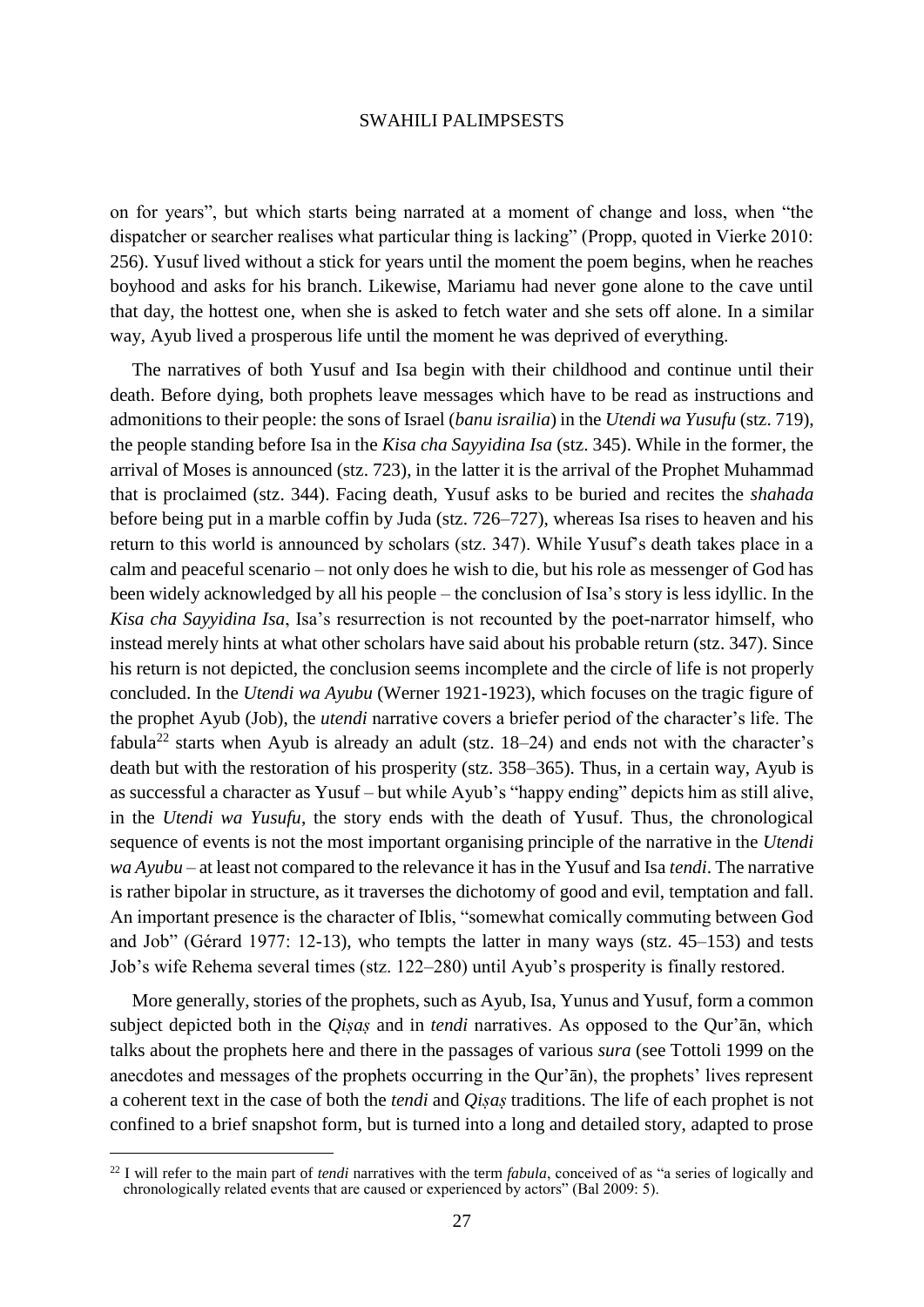on for years", but which starts being narrated at a moment of change and loss, when "the dispatcher or searcher realises what particular thing is lacking" (Propp, quoted in Vierke 2010: 256). Yusuf lived without a stick for years until the moment the poem begins, when he reaches boyhood and asks for his branch. Likewise, Mariamu had never gone alone to the cave until that day, the hottest one, when she is asked to fetch water and she sets off alone. In a similar way, Ayub lived a prosperous life until the moment he was deprived of everything.

The narratives of both Yusuf and Isa begin with their childhood and continue until their death. Before dying, both prophets leave messages which have to be read as instructions and admonitions to their people: the sons of Israel (*banu israilia*) in the *Utendi wa Yusufu* (stz. 719), the people standing before Isa in the *Kisa cha Sayyidina Isa* (stz. 345). While in the former, the arrival of Moses is announced (stz. 723), in the latter it is the arrival of the Prophet Muhammad that is proclaimed (stz. 344). Facing death, Yusuf asks to be buried and recites the *shahada* before being put in a marble coffin by Juda (stz. 726–727), whereas Isa rises to heaven and his return to this world is announced by scholars (stz. 347). While Yusuf's death takes place in a calm and peaceful scenario – not only does he wish to die, but his role as messenger of God has been widely acknowledged by all his people – the conclusion of Isa's story is less idyllic. In the *Kisa cha Sayyidina Isa*, Isa's resurrection is not recounted by the poet-narrator himself, who instead merely hints at what other scholars have said about his probable return (stz. 347). Since his return is not depicted, the conclusion seems incomplete and the circle of life is not properly concluded. In the *Utendi wa Ayubu* (Werner 1921-1923), which focuses on the tragic figure of the prophet Ayub (Job), the *utendi* narrative covers a briefer period of the character's life. The fabula[22] starts when Ayub is already an adult (stz. 18–24) and ends not with the character's death but with the restoration of his prosperity (stz. 358–365). Thus, in a certain way, Ayub is as successful a character as Yusuf – but while Ayub's "happy ending" depicts him as still alive, in the *Utendi wa Yusufu*, the story ends with the death of Yusuf. Thus, the chronological sequence of events is not the most important organising principle of the narrative in the *Utendi wa Ayubu* – at least not compared to the relevance it has in the Yusuf and Isa *tendi*. The narrative is rather bipolar in structure, as it traverses the dichotomy of good and evil, temptation and fall. An important presence is the character of Iblis, "somewhat comically commuting between God and Job" (Gérard 1977: 12-13), who tempts the latter in many ways (stz. 45–153) and tests Job's wife Rehema several times (stz. 122–280) until Ayub's prosperity is finally restored.

More generally, stories of the prophets, such as Ayub, Isa, Yunus and Yusuf, form a common subject depicted both in the *Qiṣaṣ* and in *tendi* narratives. As opposed to the Qur'ān, which talks about the prophets here and there in the passages of various *sura* (see Tottoli 1999 on the anecdotes and messages of the prophets occurring in the Qur'ān), the prophets' lives represent a coherent text in the case of both the *tendi* and *Qiṣaṣ* traditions. The life of each prophet is not confined to a brief snapshot form, but is turned into a long and detailed story, adapted to prose

[22] I will refer to the main part of *tendi* narratives with the term *fabula*, conceived of as "a series of logically and chronologically related events that are caused or experienced by actors" (Bal 2009: 5).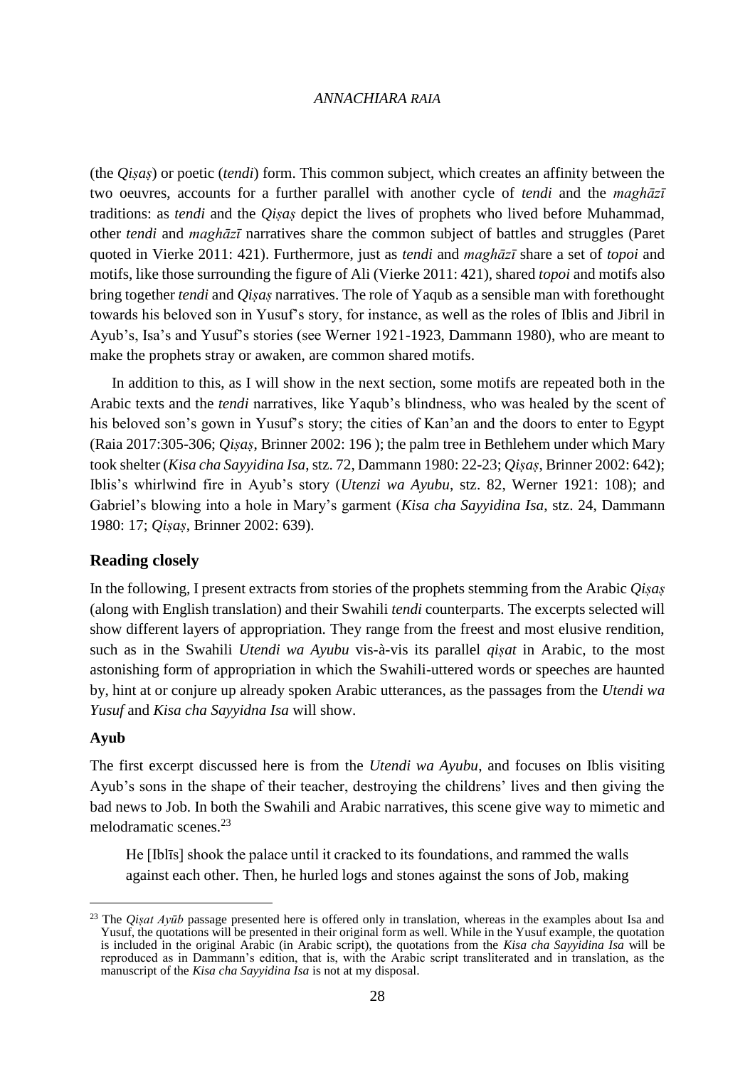(the *Qiṣaṣ*) or poetic (*tendi*) form. This common subject, which creates an affinity between the two oeuvres, accounts for a further parallel with another cycle of *tendi* and the *maghāzī* traditions: as *tendi* and the *Qiṣaṣ* depict the lives of prophets who lived before Muhammad, other *tendi* and *maghāzī* narratives share the common subject of battles and struggles (Paret quoted in Vierke 2011: 421). Furthermore, just as *tendi* and *maghāzī* share a set of *topoi* and motifs, like those surrounding the figure of Ali (Vierke 2011: 421), shared *topoi* and motifs also bring together *tendi* and *Qiṣaṣ* narratives. The role of Yaqub as a sensible man with forethought towards his beloved son in Yusuf's story, for instance, as well as the roles of Iblis and Jibril in Ayub's, Isa's and Yusuf's stories (see Werner 1921-1923, Dammann 1980), who are meant to make the prophets stray or awaken, are common shared motifs.

In addition to this, as I will show in the next section, some motifs are repeated both in the Arabic texts and the *tendi* narratives, like Yaqub's blindness, who was healed by the scent of his beloved son's gown in Yusuf's story; the cities of Kan'an and the doors to enter to Egypt (Raia 2017:305-306; *Qiṣaṣ*, Brinner 2002: 196 ); the palm tree in Bethlehem under which Mary took shelter (*Kisa cha Sayyidina Isa*, stz. 72, Dammann 1980: 22-23; *Qiṣaṣ*, Brinner 2002: 642); Iblis's whirlwind fire in Ayub's story (*Utenzi wa Ayubu*, stz. 82, Werner 1921: 108); and Gabriel's blowing into a hole in Mary's garment (*Kisa cha Sayyidina Isa*, stz. 24, Dammann 1980: 17; *Qiṣaṣ*, Brinner 2002: 639).

## Reading closely

In the following, I present extracts from stories of the prophets stemming from the Arabic *Qiṣaṣ* (along with English translation) and their Swahili *tendi* counterparts. The excerpts selected will show different layers of appropriation. They range from the freest and most elusive rendition, such as in the Swahili *Utendi wa Ayubu* vis-à-vis its parallel *qiṣat* in Arabic, to the most astonishing form of appropriation in which the Swahili-uttered words or speeches are haunted by, hint at or conjure up already spoken Arabic utterances, as the passages from the *Utendi wa Yusuf* and *Kisa cha Sayyidna Isa* will show.

### Ayub

The first excerpt discussed here is from the *Utendi wa Ayubu*, and focuses on Iblis visiting Ayub's sons in the shape of their teacher, destroying the childrens' lives and then giving the bad news to Job. In both the Swahili and Arabic narratives, this scene give way to mimetic and melodramatic scenes.[23]

> He [Iblīs] shook the palace until it cracked to its foundations, and rammed the walls against each other. Then, he hurled logs and stones against the sons of Job, making

[23] The *Qiṣat Ayūb* passage presented here is offered only in translation, whereas in the examples about Isa and Yusuf, the quotations will be presented in their original form as well. While in the Yusuf example, the quotation is included in the original Arabic (in Arabic script), the quotations from the *Kisa cha Sayyidina Isa* will be reproduced as in Dammann's edition, that is, with the Arabic script transliterated and in translation, as the manuscript of the *Kisa cha Sayyidina Isa* is not at my disposal.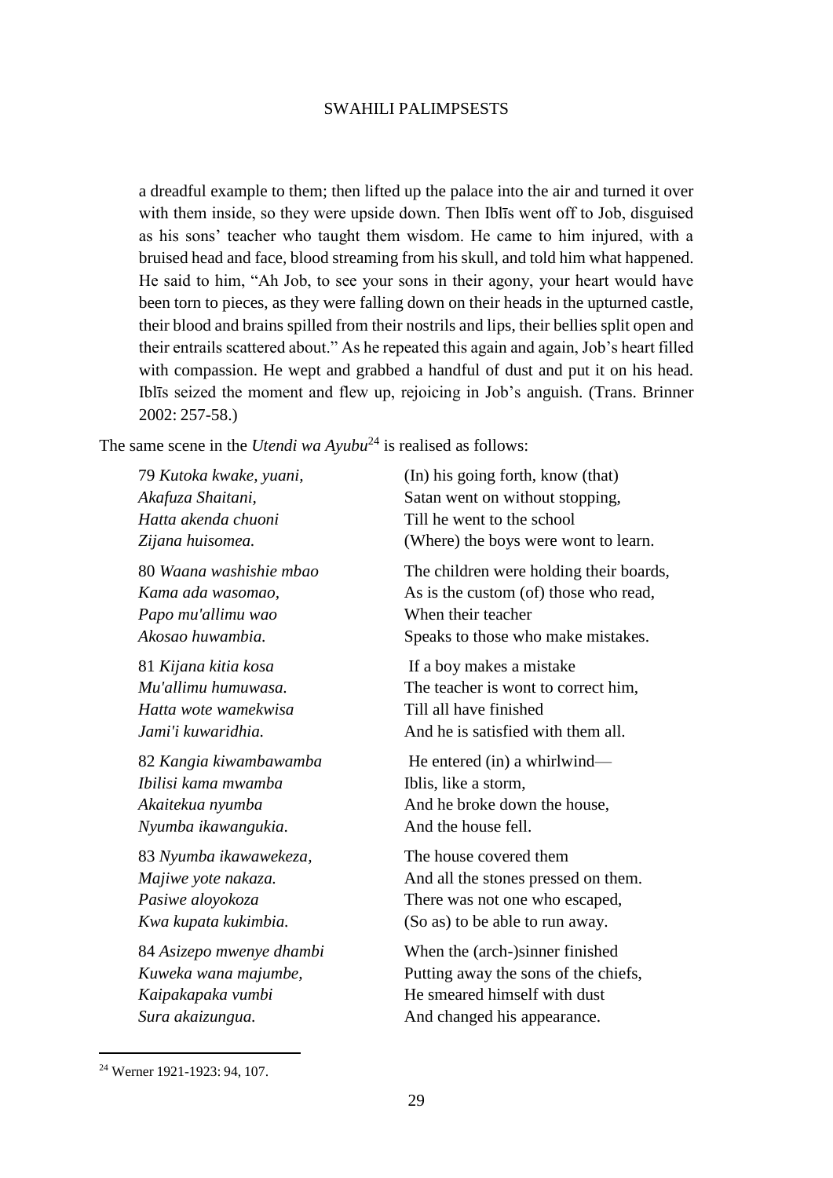> a dreadful example to them; then lifted up the palace into the air and turned it over with them inside, so they were upside down. Then Iblīs went off to Job, disguised as his sons' teacher who taught them wisdom. He came to him injured, with a bruised head and face, blood streaming from his skull, and told him what happened. He said to him, "Ah Job, to see your sons in their agony, your heart would have been torn to pieces, as they were falling down on their heads in the upturned castle, their blood and brains spilled from their nostrils and lips, their bellies split open and their entrails scattered about." As he repeated this again and again, Job's heart filled with compassion. He wept and grabbed a handful of dust and put it on his head. Iblīs seized the moment and flew up, rejoicing in Job's anguish. (Trans. Brinner 2002: 257-58.)

The same scene in the *Utendi wa Ayubu*[24] is realised as follows:

| | |
|---|---|
| 79 *Kutoka kwake, yuani,* | (In) his going forth, know (that) |
| *Akafuza Shaitani,* | Satan went on without stopping, |
| *Hatta akenda chuoni* | Till he went to the school |
| *Zijana huisomea.* | (Where) the boys were wont to learn. |
| 80 *Waana washishie mbao* | The children were holding their boards, |
| *Kama ada wasomao,* | As is the custom (of) those who read, |
| *Papo mu'allimu wao* | When their teacher |
| *Akosao huwambia.* | Speaks to those who make mistakes. |
| 81 *Kijana kitia kosa* | If a boy makes a mistake |
| *Mu'allimu humuwasa.* | The teacher is wont to correct him, |
| *Hatta wote wamekwisa* | Till all have finished |
| *Jami'i kuwaridhia.* | And he is satisfied with them all. |
| 82 *Kangia kiwambawamba* | He entered (in) a whirlwind— |
| *Ibilisi kama mwamba* | Iblis, like a storm, |
| *Akaitekua nyumba* | And he broke down the house, |
| *Nyumba ikawangukia.* | And the house fell. |
| 83 *Nyumba ikawawekeza,* | The house covered them |
| *Majiwe yote nakaza.* | And all the stones pressed on them. |
| *Pasiwe aloyokoza* | There was not one who escaped, |
| *Kwa kupata kukimbia.* | (So as) to be able to run away. |
| 84 *Asizepo mwenye dhambi* | When the (arch-)sinner finished |
| *Kuweka wana majumbe,* | Putting away the sons of the chiefs, |
| *Kaipakapaka vumbi* | He smeared himself with dust |
| *Sura akaizungua.* | And changed his appearance. |

[24] Werner 1921-1923: 94, 107.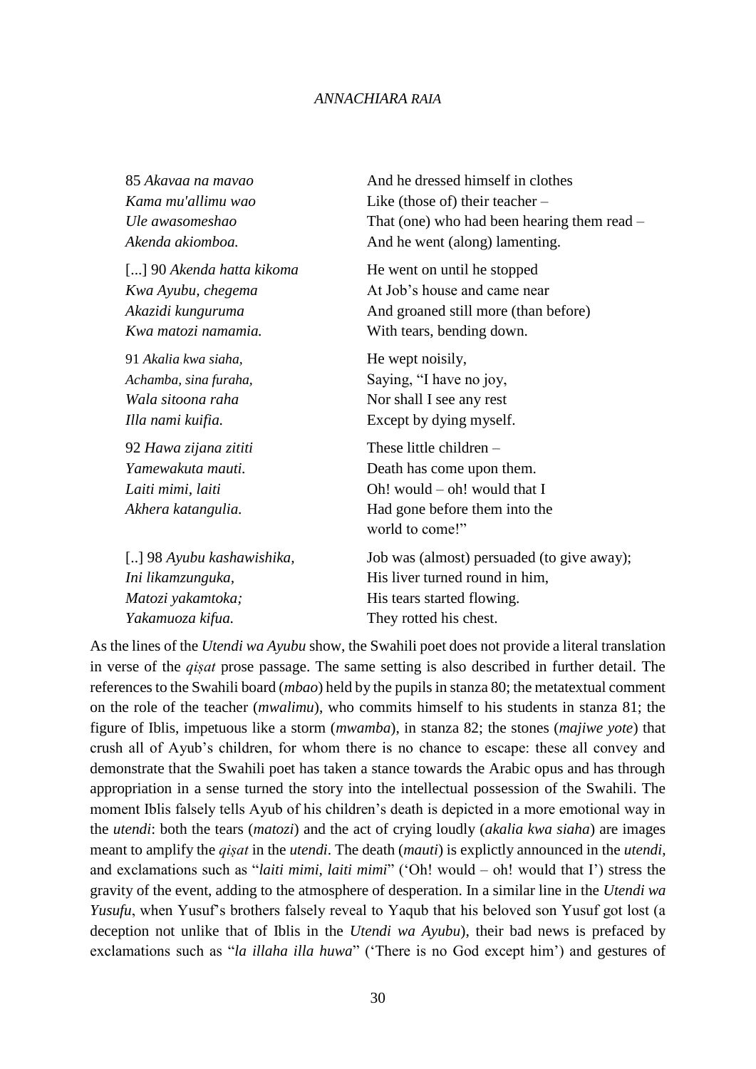| | |
|---|---|
| 85 *Akavaa na mavao* | And he dressed himself in clothes |
| *Kama mu'allimu wao* | Like (those of) their teacher – |
| *Ule awasomeshao* | That (one) who had been hearing them read – |
| *Akenda akiomboa.* | And he went (along) lamenting. |
| [...] 90 *Akenda hatta kikoma* | He went on until he stopped |
| *Kwa Ayubu, chegema* | At Job's house and came near |
| *Akazidi kunguruma* | And groaned still more (than before) |
| *Kwa matozi namamia.* | With tears, bending down. |
| 91 *Akalia kwa siaha,* | He wept noisily, |
| *Achamba, sina furaha,* | Saying, "I have no joy, |
| *Wala sitoona raha* | Nor shall I see any rest |
| *Illa nami kuifia.* | Except by dying myself. |
| 92 *Hawa zijana zititi* | These little children – |
| *Yamewakuta mauti.* | Death has come upon them. |
| *Laiti mimi, laiti* | Oh! would – oh! would that I |
| *Akhera katangulia.* | Had gone before them into the world to come!" |
| [..] 98 *Ayubu kashawishika,* | Job was (almost) persuaded (to give away); |
| *Ini likamzunguka,* | His liver turned round in him, |
| *Matozi yakamtoka;* | His tears started flowing. |
| *Yakamuoza kifua.* | They rotted his chest. |

As the lines of the *Utendi wa Ayubu* show, the Swahili poet does not provide a literal translation in verse of the *qiṣat* prose passage. The same setting is also described in further detail. The references to the Swahili board (*mbao*) held by the pupils in stanza 80; the metatextual comment on the role of the teacher (*mwalimu*), who commits himself to his students in stanza 81; the figure of Iblis, impetuous like a storm (*mwamba*), in stanza 82; the stones (*majiwe yote*) that crush all of Ayub's children, for whom there is no chance to escape: these all convey and demonstrate that the Swahili poet has taken a stance towards the Arabic opus and has through appropriation in a sense turned the story into the intellectual possession of the Swahili. The moment Iblis falsely tells Ayub of his children's death is depicted in a more emotional way in the *utendi*: both the tears (*matozi*) and the act of crying loudly (*akalia kwa siaha*) are images meant to amplify the *qiṣat* in the *utendi*. The death (*mauti*) is explictly announced in the *utendi*, and exclamations such as "*laiti mimi, laiti mimi*" ('Oh! would – oh! would that I') stress the gravity of the event, adding to the atmosphere of desperation. In a similar line in the *Utendi wa Yusufu*, when Yusuf's brothers falsely reveal to Yaqub that his beloved son Yusuf got lost (a deception not unlike that of Iblis in the *Utendi wa Ayubu*), their bad news is prefaced by exclamations such as "*la illaha illa huwa*" ('There is no God except him') and gestures of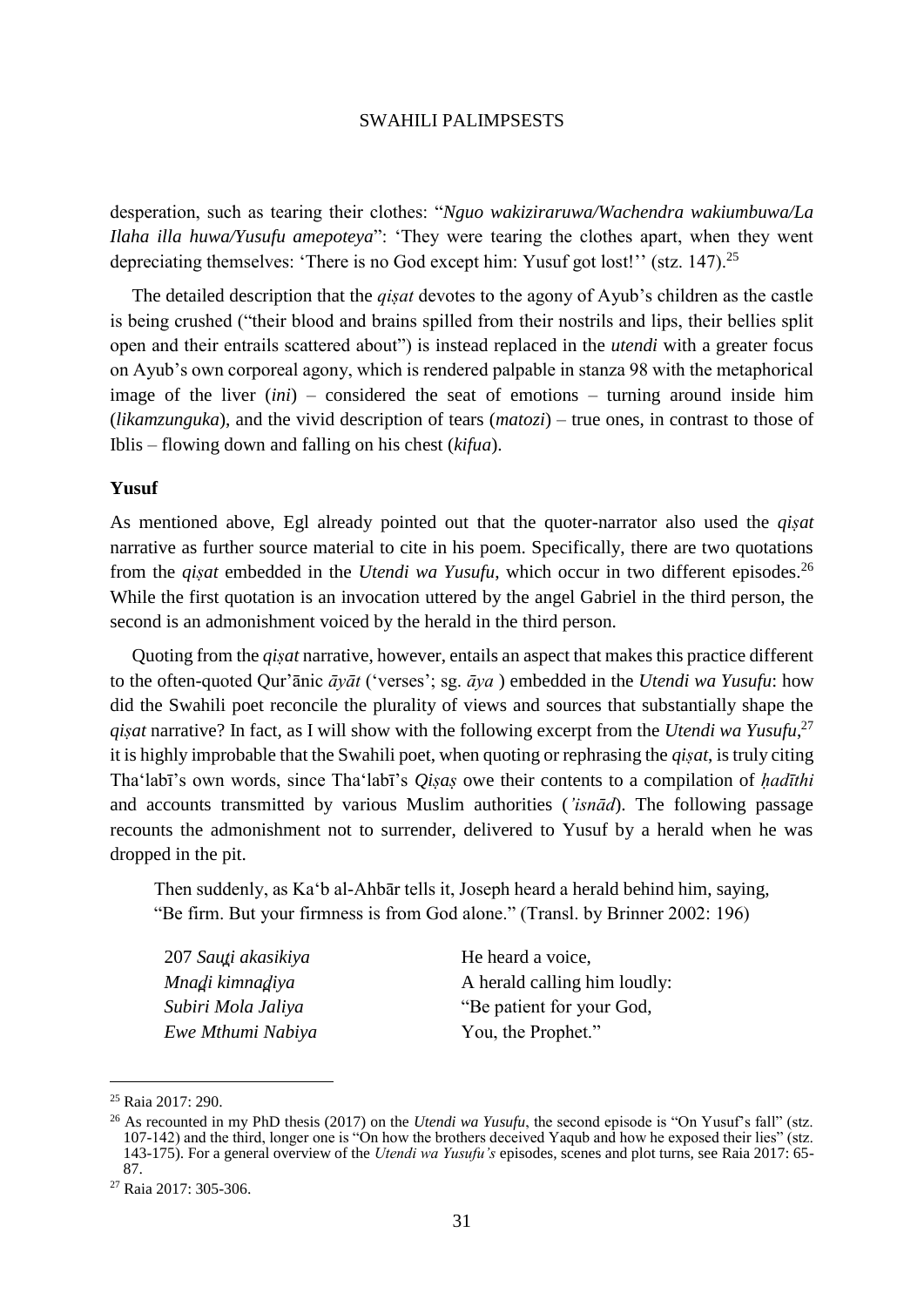desperation, such as tearing their clothes: "*Nguo wakiziraruwa/Wachendra wakiumbuwa/La Ilaha illa huwa/Yusufu amepoteya*": 'They were tearing the clothes apart, when they went depreciating themselves: 'There is no God except him: Yusuf got lost!'' (stz. 147).[25]

The detailed description that the *qiṣat* devotes to the agony of Ayub's children as the castle is being crushed ("their blood and brains spilled from their nostrils and lips, their bellies split open and their entrails scattered about") is instead replaced in the *utendi* with a greater focus on Ayub's own corporeal agony, which is rendered palpable in stanza 98 with the metaphorical image of the liver (*ini*) – considered the seat of emotions – turning around inside him (*likamzunguka*), and the vivid description of tears (*matozi*) – true ones, in contrast to those of Iblis – flowing down and falling on his chest (*kifua*).

**Yusuf**

As mentioned above, Egl already pointed out that the quoter-narrator also used the *qiṣat* narrative as further source material to cite in his poem. Specifically, there are two quotations from the *qiṣat* embedded in the *Utendi wa Yusufu*, which occur in two different episodes.[26] While the first quotation is an invocation uttered by the angel Gabriel in the third person, the second is an admonishment voiced by the herald in the third person.

Quoting from the *qiṣat* narrative, however, entails an aspect that makes this practice different to the often-quoted Qur'ānic *āyāt* ('verses'; sg. *āya* ) embedded in the *Utendi wa Yusufu*: how did the Swahili poet reconcile the plurality of views and sources that substantially shape the *qiṣat* narrative? In fact, as I will show with the following excerpt from the *Utendi wa Yusufu*,[27] it is highly improbable that the Swahili poet, when quoting or rephrasing the *qiṣat*, is truly citing Tha'labī's own words, since Tha'labī's *Qiṣaṣ* owe their contents to a compilation of *ḥadīthi* and accounts transmitted by various Muslim authorities (*'isnād*). The following passage recounts the admonishment not to surrender, delivered to Yusuf by a herald when he was dropped in the pit.

> Then suddenly, as Ka'b al-Ahbār tells it, Joseph heard a herald behind him, saying, "Be firm. But your firmness is from God alone." (Transl. by Brinner 2002: 196)

| | |
|---|---|
| 207 *Sauṯi akasikiya* | He heard a voice, |
| *Mnaḏi kimnaḏiya* | A herald calling him loudly: |
| *Subiri Mola Jaliya* | "Be patient for your God, |
| *Ewe Mthumi Nabiya* | You, the Prophet." |

[25] Raia 2017: 290.

[26] As recounted in my PhD thesis (2017) on the *Utendi wa Yusufu*, the second episode is "On Yusuf's fall" (stz. 107-142) and the third, longer one is "On how the brothers deceived Yaqub and how he exposed their lies" (stz. 143-175). For a general overview of the *Utendi wa Yusufu's* episodes, scenes and plot turns, see Raia 2017: 65-87.

[27] Raia 2017: 305-306.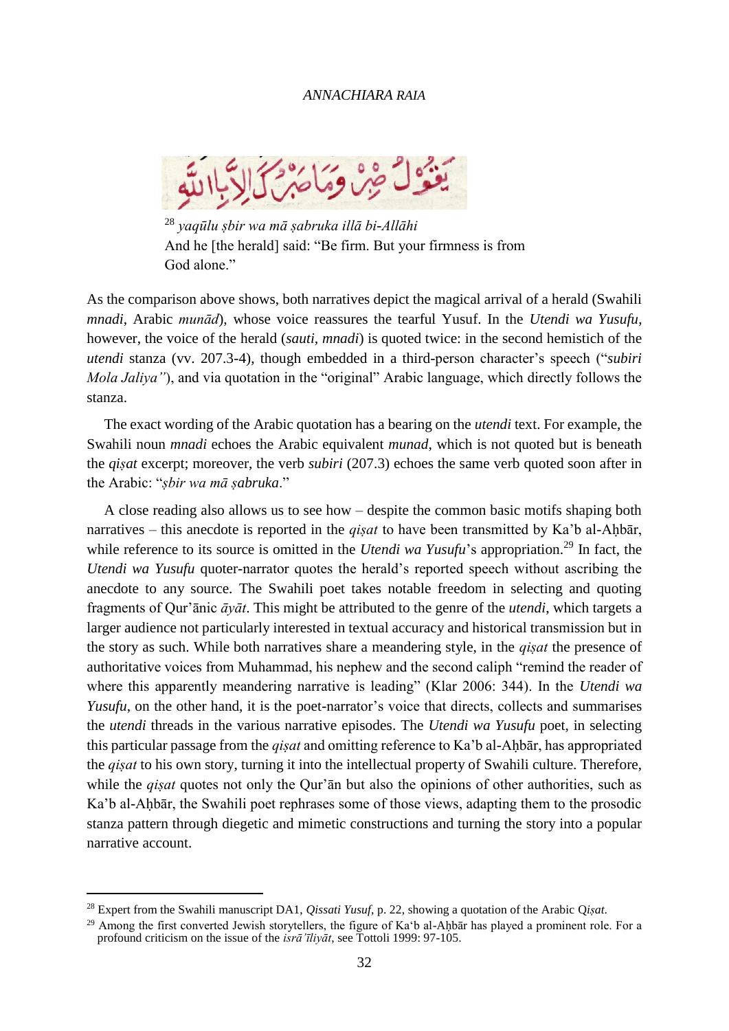يَقُوْلُ صْبِرْ وَمَا صَبْرُكَ اِلَّا بِاللّٰهِ

[28] *yaqūlu ṣbir wa mā ṣabruka illā bi-Allāhi*
And he [the herald] said: "Be firm. But your firmness is from God alone."

As the comparison above shows, both narratives depict the magical arrival of a herald (Swahili *mnadi*, Arabic *munād*), whose voice reassures the tearful Yusuf. In the *Utendi wa Yusufu*, however, the voice of the herald (*sauti, mnadi*) is quoted twice: in the second hemistich of the *utendi* stanza (vv. 207.3-4), though embedded in a third-person character's speech ("*subiri Mola Jaliya"*), and via quotation in the "original" Arabic language, which directly follows the stanza.

The exact wording of the Arabic quotation has a bearing on the *utendi* text. For example, the Swahili noun *mnadi* echoes the Arabic equivalent *munad*, which is not quoted but is beneath the *qiṣat* excerpt; moreover, the verb *subiri* (207.3) echoes the same verb quoted soon after in the Arabic: "*ṣbir wa mā ṣabruka*."

A close reading also allows us to see how – despite the common basic motifs shaping both narratives – this anecdote is reported in the *qiṣat* to have been transmitted by Ka'b al-Aḥbār, while reference to its source is omitted in the *Utendi wa Yusufu*'s appropriation.[29] In fact, the *Utendi wa Yusufu* quoter-narrator quotes the herald's reported speech without ascribing the anecdote to any source. The Swahili poet takes notable freedom in selecting and quoting fragments of Qur'ānic *āyāt*. This might be attributed to the genre of the *utendi*, which targets a larger audience not particularly interested in textual accuracy and historical transmission but in the story as such. While both narratives share a meandering style, in the *qiṣat* the presence of authoritative voices from Muhammad, his nephew and the second caliph "remind the reader of where this apparently meandering narrative is leading" (Klar 2006: 344). In the *Utendi wa Yusufu*, on the other hand, it is the poet-narrator's voice that directs, collects and summarises the *utendi* threads in the various narrative episodes. The *Utendi wa Yusufu* poet, in selecting this particular passage from the *qiṣat* and omitting reference to Ka'b al-Aḥbār, has appropriated the *qiṣat* to his own story, turning it into the intellectual property of Swahili culture. Therefore, while the *qiṣat* quotes not only the Qur'ān but also the opinions of other authorities, such as Ka'b al-Aḥbār, the Swahili poet rephrases some of those views, adapting them to the prosodic stanza pattern through diegetic and mimetic constructions and turning the story into a popular narrative account.

---

[28] Expert from the Swahili manuscript DA1, *Qissati Yusuf*, p. 22, showing a quotation of the Arabic Q*iṣat*.

[29] Among the first converted Jewish storytellers, the figure of Ka'b al-Aḥbār has played a prominent role. For a profound criticism on the issue of the *isrā'īliyāt*, see Tottoli 1999: 97-105.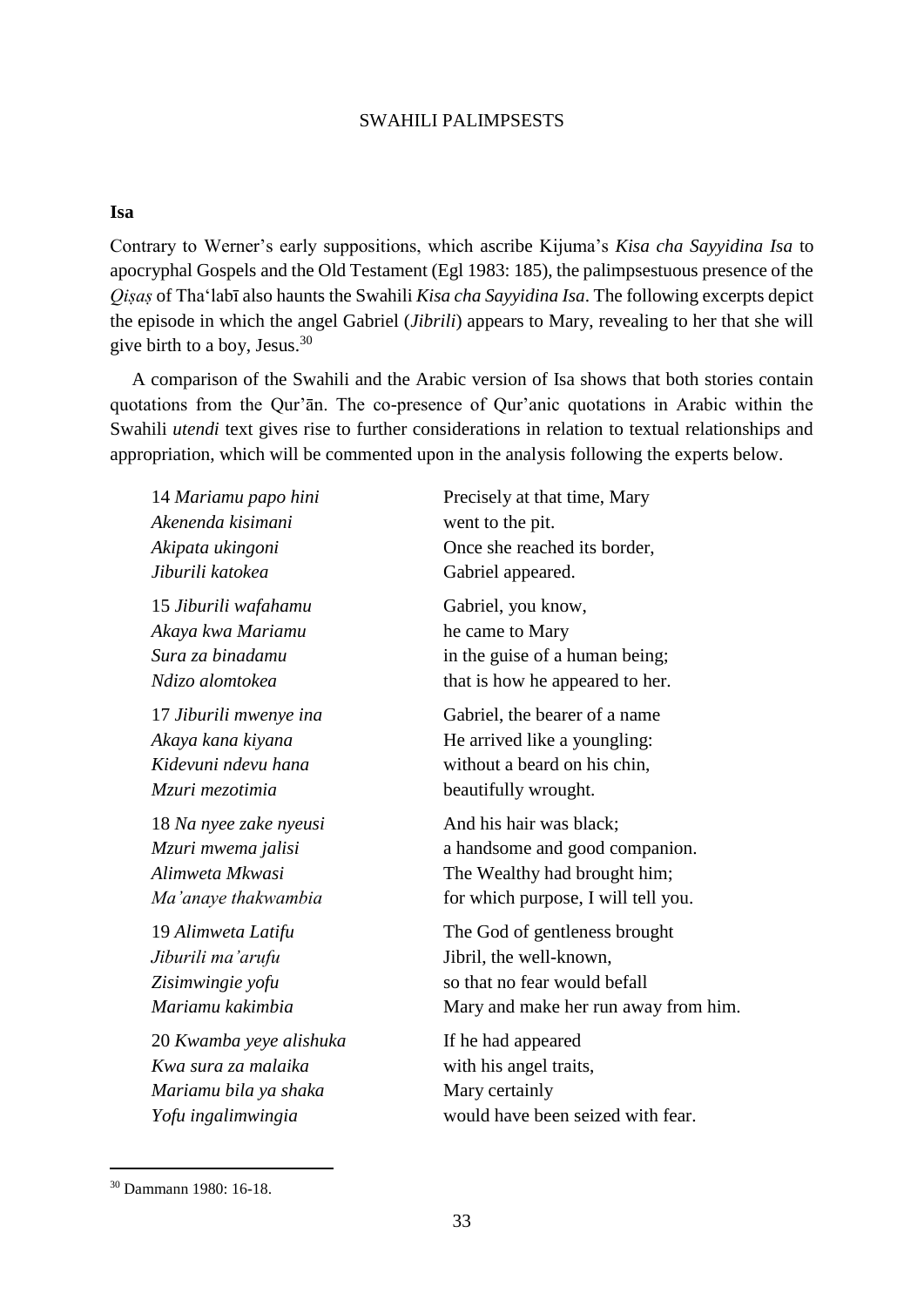## Isa

Contrary to Werner's early suppositions, which ascribe Kijuma's *Kisa cha Sayyidina Isa* to apocryphal Gospels and the Old Testament (Egl 1983: 185), the palimpsestuous presence of the *Qiṣaṣ* of Tha'labī also haunts the Swahili *Kisa cha Sayyidina Isa*. The following excerpts depict the episode in which the angel Gabriel (*Jibrili*) appears to Mary, revealing to her that she will give birth to a boy, Jesus.[30]

A comparison of the Swahili and the Arabic version of Isa shows that both stories contain quotations from the Qur'ān. The co-presence of Qur'anic quotations in Arabic within the Swahili *utendi* text gives rise to further considerations in relation to textual relationships and appropriation, which will be commented upon in the analysis following the experts below.

| | |
|---|---|
| 14 *Mariamu papo hini* | Precisely at that time, Mary |
| *Akenenda kisimani* | went to the pit. |
| *Akipata ukingoni* | Once she reached its border, |
| *Jiburili katokea* | Gabriel appeared. |
| 15 *Jiburili wafahamu* | Gabriel, you know, |
| *Akaya kwa Mariamu* | he came to Mary |
| *Sura za binadamu* | in the guise of a human being; |
| *Ndizo alomtokea* | that is how he appeared to her. |
| 17 *Jiburili mwenye ina* | Gabriel, the bearer of a name |
| *Akaya kana kiyana* | He arrived like a youngling: |
| *Kidevuni ndevu hana* | without a beard on his chin, |
| *Mzuri mezotimia* | beautifully wrought. |
| 18 *Na nyee zake nyeusi* | And his hair was black; |
| *Mzuri mwema jalisi* | a handsome and good companion. |
| *Alimweta Mkwasi* | The Wealthy had brought him; |
| *Ma'anaye thakwambia* | for which purpose, I will tell you. |
| 19 *Alimweta Latifu* | The God of gentleness brought |
| *Jiburili ma'arufu* | Jibril, the well-known, |
| *Zisimwingie yofu* | so that no fear would befall |
| *Mariamu kakimbia* | Mary and make her run away from him. |
| 20 *Kwamba yeye alishuka* | If he had appeared |
| *Kwa sura za malaika* | with his angel traits, |
| *Mariamu bila ya shaka* | Mary certainly |
| *Yofu ingalimwingia* | would have been seized with fear. |

[30] Dammann 1980: 16-18.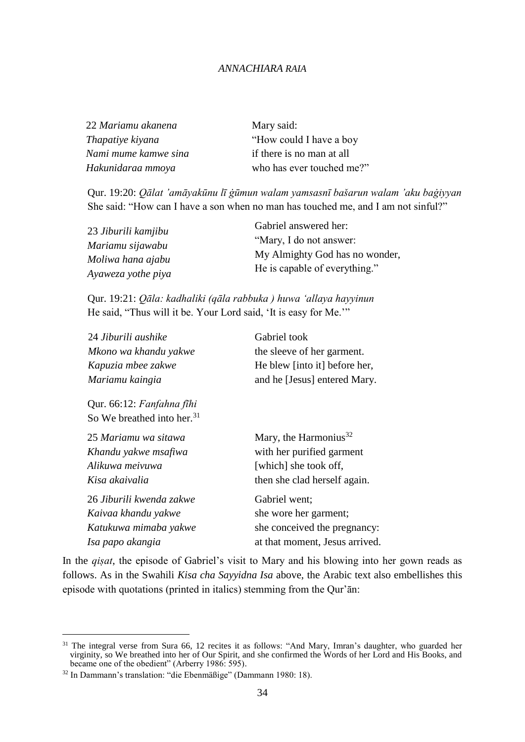| | |
|---|---|
| 22 *Mariamu akanena* | Mary said: |
| *Thapatiye kiyana* | "How could I have a boy |
| *Nami mume kamwe sina* | if there is no man at all |
| *Hakunidaraa mmoya* | who has ever touched me?" |

Qur. 19:20: *Qālat 'amāyakūnu lī ġūmun walam yamsasnī bašarun walam 'aku baġiyyan*
She said: "How can I have a son when no man has touched me, and I am not sinful?"

| | |
|---|---|
| 23 *Jiburili kamjibu* | Gabriel answered her: |
| *Mariamu sijawabu* | "Mary, I do not answer: |
| *Moliwa hana ajabu* | My Almighty God has no wonder, |
| *Ayaweza yothe piya* | He is capable of everything." |

Qur. 19:21: *Qāla: kadhaliki (qāla rabbuka ) huwa 'allaya hayyinun*
He said, "Thus will it be. Your Lord said, 'It is easy for Me.'"

| | |
|---|---|
| 24 *Jiburili aushike* | Gabriel took |
| *Mkono wa khandu yakwe* | the sleeve of her garment. |
| *Kapuzia mbee zakwe* | He blew [into it] before her, |
| *Mariamu kaingia* | and he [Jesus] entered Mary. |

Qur. 66:12: *Fanfahna fīhi*
So We breathed into her.[31]

| | |
|---|---|
| 25 *Mariamu wa sitawa* | Mary, the Harmonius[32] |
| *Khandu yakwe msafiwa* | with her purified garment |
| *Alikuwa meivuwa* | [which] she took off, |
| *Kisa akaivalia* | then she clad herself again. |
| 26 *Jiburili kwenda zakwe* | Gabriel went; |
| *Kaivaa khandu yakwe* | she wore her garment; |
| *Katukuwa mimaba yakwe* | she conceived the pregnancy: |
| *Isa papo akangia* | at that moment, Jesus arrived. |

In the *qiṣat*, the episode of Gabriel's visit to Mary and his blowing into her gown reads as follows. As in the Swahili *Kisa cha Sayyidna Isa* above, the Arabic text also embellishes this episode with quotations (printed in italics) stemming from the Qur'ān:

---

[31] The integral verse from Sura 66, 12 recites it as follows: "And Mary, Imran's daughter, who guarded her virginity, so We breathed into her of Our Spirit, and she confirmed the Words of her Lord and His Books, and became one of the obedient" (Arberry 1986: 595).

[32] In Dammann's translation: "die Ebenmäßige" (Dammann 1980: 18).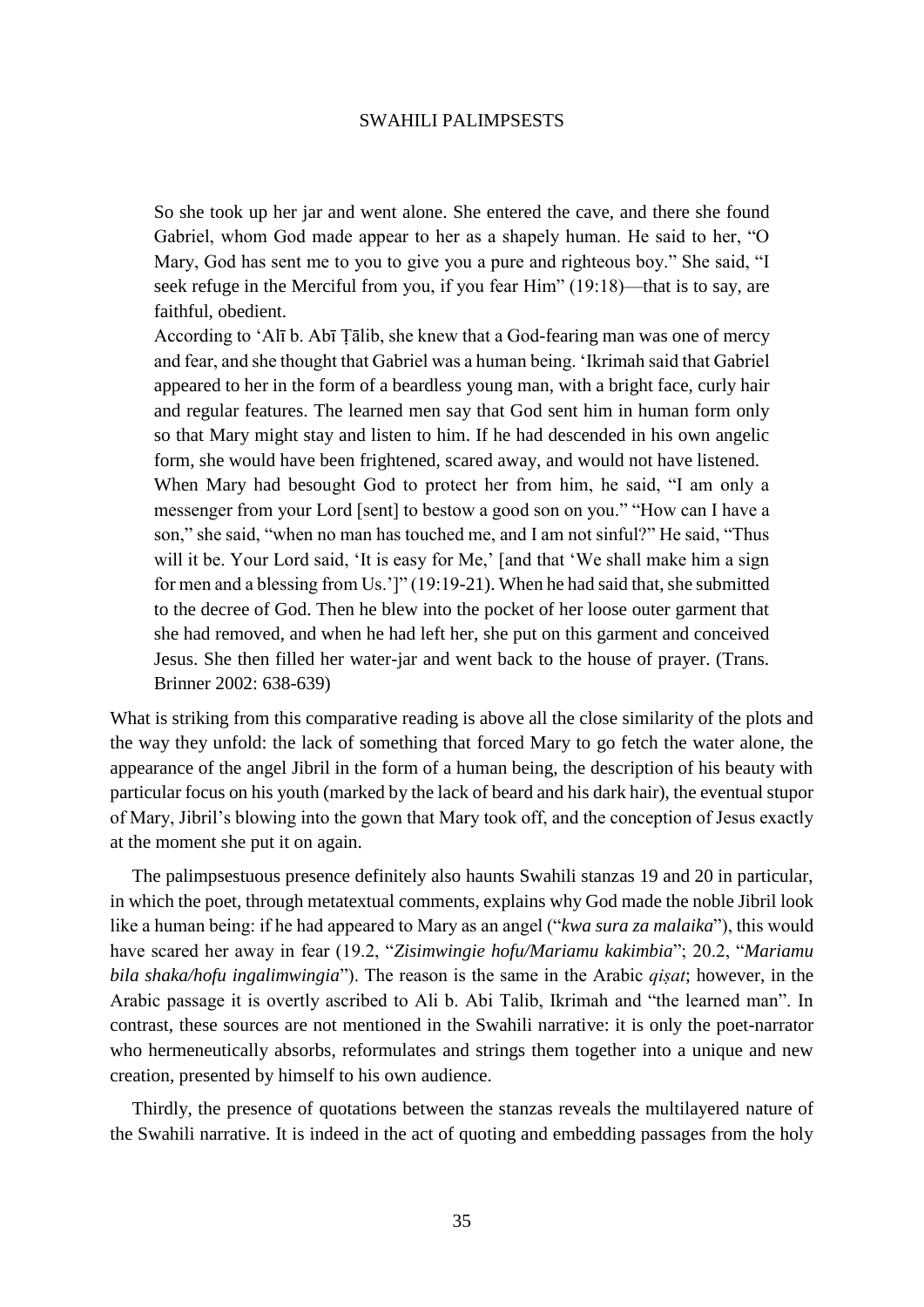> So she took up her jar and went alone. She entered the cave, and there she found Gabriel, whom God made appear to her as a shapely human. He said to her, "O Mary, God has sent me to you to give you a pure and righteous boy." She said, "I seek refuge in the Merciful from you, if you fear Him" (19:18)—that is to say, are faithful, obedient.
>
> According to 'Alī b. Abī Ṭālib, she knew that a God-fearing man was one of mercy and fear, and she thought that Gabriel was a human being. 'Ikrimah said that Gabriel appeared to her in the form of a beardless young man, with a bright face, curly hair and regular features. The learned men say that God sent him in human form only so that Mary might stay and listen to him. If he had descended in his own angelic form, she would have been frightened, scared away, and would not have listened.
>
> When Mary had besought God to protect her from him, he said, "I am only a messenger from your Lord [sent] to bestow a good son on you." "How can I have a son," she said, "when no man has touched me, and I am not sinful?" He said, "Thus will it be. Your Lord said, 'It is easy for Me,' [and that 'We shall make him a sign for men and a blessing from Us.']" (19:19-21). When he had said that, she submitted to the decree of God. Then he blew into the pocket of her loose outer garment that she had removed, and when he had left her, she put on this garment and conceived Jesus. She then filled her water-jar and went back to the house of prayer. (Trans. Brinner 2002: 638-639)

What is striking from this comparative reading is above all the close similarity of the plots and the way they unfold: the lack of something that forced Mary to go fetch the water alone, the appearance of the angel Jibril in the form of a human being, the description of his beauty with particular focus on his youth (marked by the lack of beard and his dark hair), the eventual stupor of Mary, Jibril's blowing into the gown that Mary took off, and the conception of Jesus exactly at the moment she put it on again.

The palimpsestuous presence definitely also haunts Swahili stanzas 19 and 20 in particular, in which the poet, through metatextual comments, explains why God made the noble Jibril look like a human being: if he had appeared to Mary as an angel ("*kwa sura za malaika*"), this would have scared her away in fear (19.2, "*Zisimwingie hofu/Mariamu kakimbia*"; 20.2, "*Mariamu bila shaka/hofu ingalimwingia*"). The reason is the same in the Arabic *qiṣat*; however, in the Arabic passage it is overtly ascribed to Ali b. Abi Talib, Ikrimah and "the learned man". In contrast, these sources are not mentioned in the Swahili narrative: it is only the poet-narrator who hermeneutically absorbs, reformulates and strings them together into a unique and new creation, presented by himself to his own audience.

Thirdly, the presence of quotations between the stanzas reveals the multilayered nature of the Swahili narrative. It is indeed in the act of quoting and embedding passages from the holy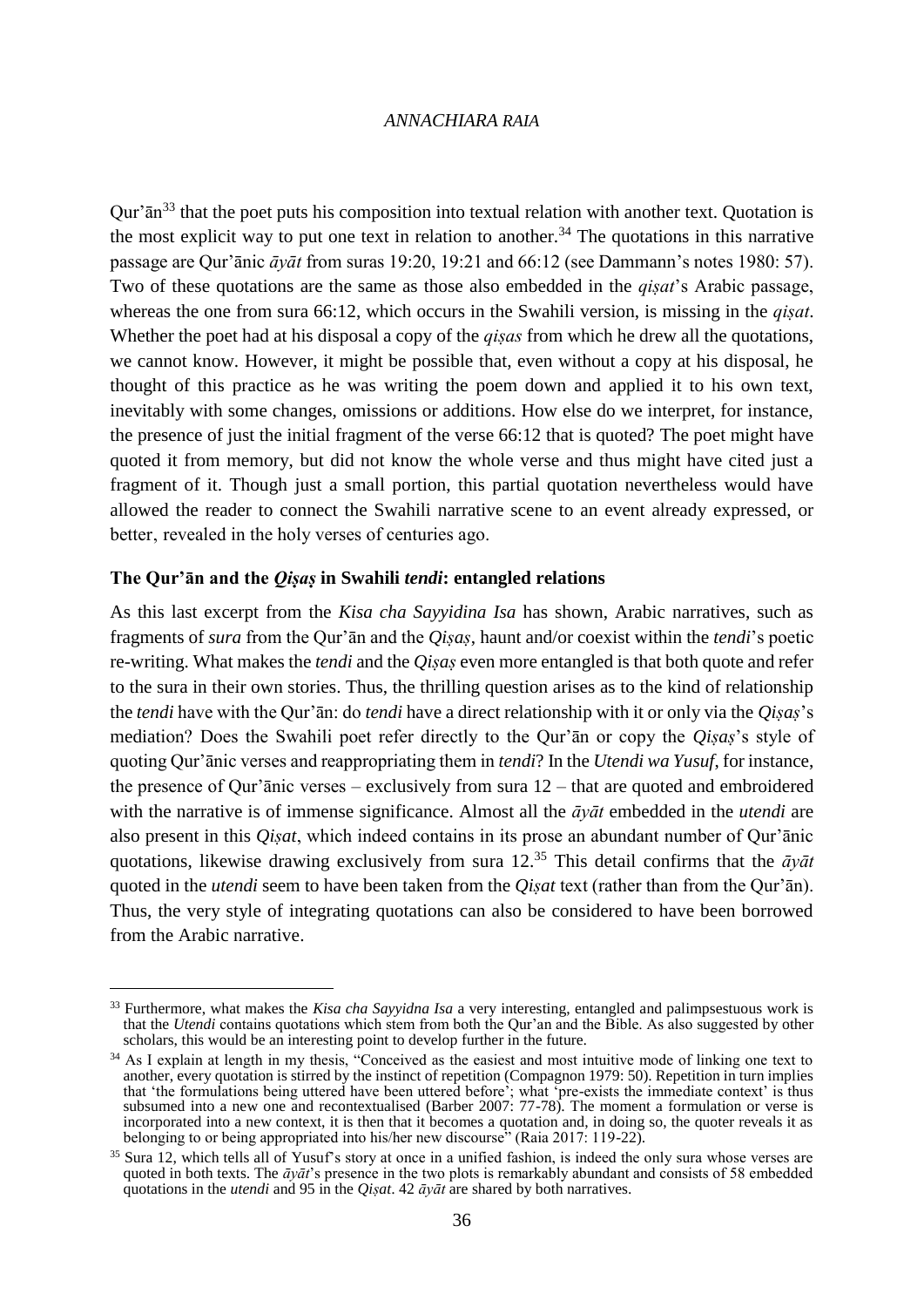Qur'ān[33] that the poet puts his composition into textual relation with another text. Quotation is the most explicit way to put one text in relation to another.[34] The quotations in this narrative passage are Qur'ānic *āyāt* from suras 19:20, 19:21 and 66:12 (see Dammann's notes 1980: 57). Two of these quotations are the same as those also embedded in the *qiṣat*'s Arabic passage, whereas the one from sura 66:12, which occurs in the Swahili version, is missing in the *qiṣat*. Whether the poet had at his disposal a copy of the *qiṣas* from which he drew all the quotations, we cannot know. However, it might be possible that, even without a copy at his disposal, he thought of this practice as he was writing the poem down and applied it to his own text, inevitably with some changes, omissions or additions. How else do we interpret, for instance, the presence of just the initial fragment of the verse 66:12 that is quoted? The poet might have quoted it from memory, but did not know the whole verse and thus might have cited just a fragment of it. Though just a small portion, this partial quotation nevertheless would have allowed the reader to connect the Swahili narrative scene to an event already expressed, or better, revealed in the holy verses of centuries ago.

### The Qur'ān and the *Qiṣaṣ* in Swahili *tendi*: entangled relations

As this last excerpt from the *Kisa cha Sayyidina Isa* has shown, Arabic narratives, such as fragments of *sura* from the Qur'ān and the *Qiṣaṣ*, haunt and/or coexist within the *tendi*'s poetic re-writing. What makes the *tendi* and the *Qiṣaṣ* even more entangled is that both quote and refer to the sura in their own stories. Thus, the thrilling question arises as to the kind of relationship the *tendi* have with the Qur'ān: do *tendi* have a direct relationship with it or only via the *Qiṣaṣ*'s mediation? Does the Swahili poet refer directly to the Qur'ān or copy the *Qiṣaṣ*'s style of quoting Qur'ānic verses and reappropriating them in *tendi*? In the *Utendi wa Yusuf*, for instance, the presence of Qur'ānic verses – exclusively from sura 12 – that are quoted and embroidered with the narrative is of immense significance. Almost all the *āyāt* embedded in the *utendi* are also present in this *Qiṣat*, which indeed contains in its prose an abundant number of Qur'ānic quotations, likewise drawing exclusively from sura 12.[35] This detail confirms that the *āyāt* quoted in the *utendi* seem to have been taken from the *Qiṣat* text (rather than from the Qur'ān). Thus, the very style of integrating quotations can also be considered to have been borrowed from the Arabic narrative.

---

[33] Furthermore, what makes the *Kisa cha Sayyidna Isa* a very interesting, entangled and palimpsestuous work is that the *Utendi* contains quotations which stem from both the Qur'an and the Bible. As also suggested by other scholars, this would be an interesting point to develop further in the future.

[34] As I explain at length in my thesis, "Conceived as the easiest and most intuitive mode of linking one text to another, every quotation is stirred by the instinct of repetition (Compagnon 1979: 50). Repetition in turn implies that 'the formulations being uttered have been uttered before'; what 'pre-exists the immediate context' is thus subsumed into a new one and recontextualised (Barber 2007: 77-78). The moment a formulation or verse is incorporated into a new context, it is then that it becomes a quotation and, in doing so, the quoter reveals it as belonging to or being appropriated into his/her new discourse" (Raia 2017: 119-22).

[35] Sura 12, which tells all of Yusuf's story at once in a unified fashion, is indeed the only sura whose verses are quoted in both texts. The *āyāt*'s presence in the two plots is remarkably abundant and consists of 58 embedded quotations in the *utendi* and 95 in the *Qiṣat*. 42 *āyāt* are shared by both narratives.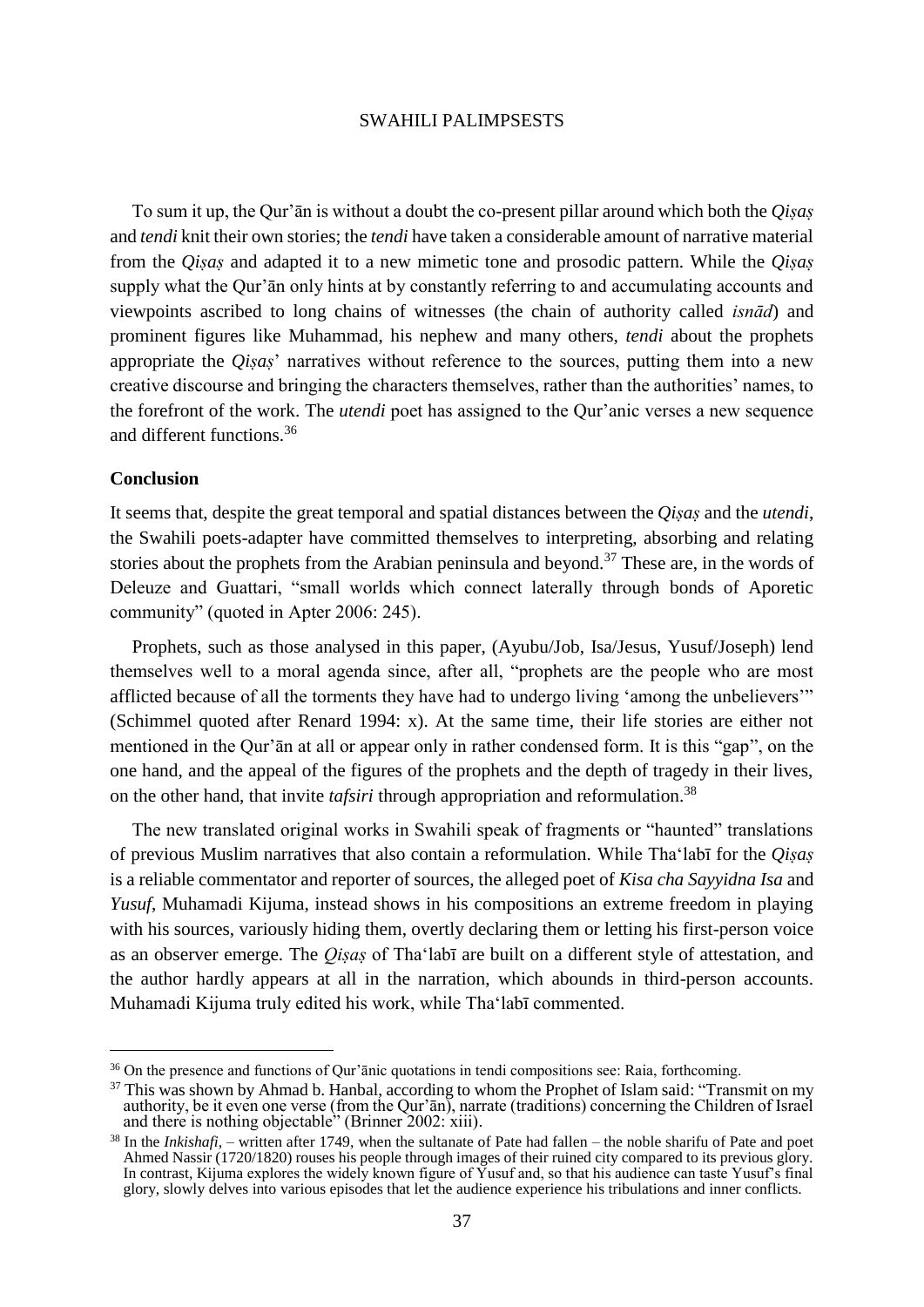To sum it up, the Qur'ān is without a doubt the co-present pillar around which both the *Qiṣaṣ* and *tendi* knit their own stories; the *tendi* have taken a considerable amount of narrative material from the *Qiṣaṣ* and adapted it to a new mimetic tone and prosodic pattern. While the *Qiṣaṣ* supply what the Qur'ān only hints at by constantly referring to and accumulating accounts and viewpoints ascribed to long chains of witnesses (the chain of authority called *isnād*) and prominent figures like Muhammad, his nephew and many others, *tendi* about the prophets appropriate the *Qiṣaṣ*' narratives without reference to the sources, putting them into a new creative discourse and bringing the characters themselves, rather than the authorities' names, to the forefront of the work. The *utendi* poet has assigned to the Qur'anic verses a new sequence and different functions.[36]

### Conclusion

It seems that, despite the great temporal and spatial distances between the *Qiṣaṣ* and the *utendi*, the Swahili poets-adapter have committed themselves to interpreting, absorbing and relating stories about the prophets from the Arabian peninsula and beyond.[37] These are, in the words of Deleuze and Guattari, "small worlds which connect laterally through bonds of Aporetic community" (quoted in Apter 2006: 245).

Prophets, such as those analysed in this paper, (Ayubu/Job, Isa/Jesus, Yusuf/Joseph) lend themselves well to a moral agenda since, after all, "prophets are the people who are most afflicted because of all the torments they have had to undergo living 'among the unbelievers'" (Schimmel quoted after Renard 1994: x). At the same time, their life stories are either not mentioned in the Qur'ān at all or appear only in rather condensed form. It is this "gap", on the one hand, and the appeal of the figures of the prophets and the depth of tragedy in their lives, on the other hand, that invite *tafsiri* through appropriation and reformulation.[38]

The new translated original works in Swahili speak of fragments or "haunted" translations of previous Muslim narratives that also contain a reformulation. While Tha'labī for the *Qiṣaṣ* is a reliable commentator and reporter of sources, the alleged poet of *Kisa cha Sayyidna Isa* and *Yusuf*, Muhamadi Kijuma, instead shows in his compositions an extreme freedom in playing with his sources, variously hiding them, overtly declaring them or letting his first-person voice as an observer emerge. The *Qiṣaṣ* of Tha'labī are built on a different style of attestation, and the author hardly appears at all in the narration, which abounds in third-person accounts. Muhamadi Kijuma truly edited his work, while Tha'labī commented.

---

[36] On the presence and functions of Qur'ānic quotations in tendi compositions see: Raia, forthcoming.

[37] This was shown by Ahmad b. Hanbal, according to whom the Prophet of Islam said: "Transmit on my authority, be it even one verse (from the Qur'ān), narrate (traditions) concerning the Children of Israel and there is nothing objectable" (Brinner 2002: xiii).

[38] In the *Inkishafi*, – written after 1749, when the sultanate of Pate had fallen – the noble sharifu of Pate and poet Ahmed Nassir (1720/1820) rouses his people through images of their ruined city compared to its previous glory. In contrast, Kijuma explores the widely known figure of Yusuf and, so that his audience can taste Yusuf's final glory, slowly delves into various episodes that let the audience experience his tribulations and inner conflicts.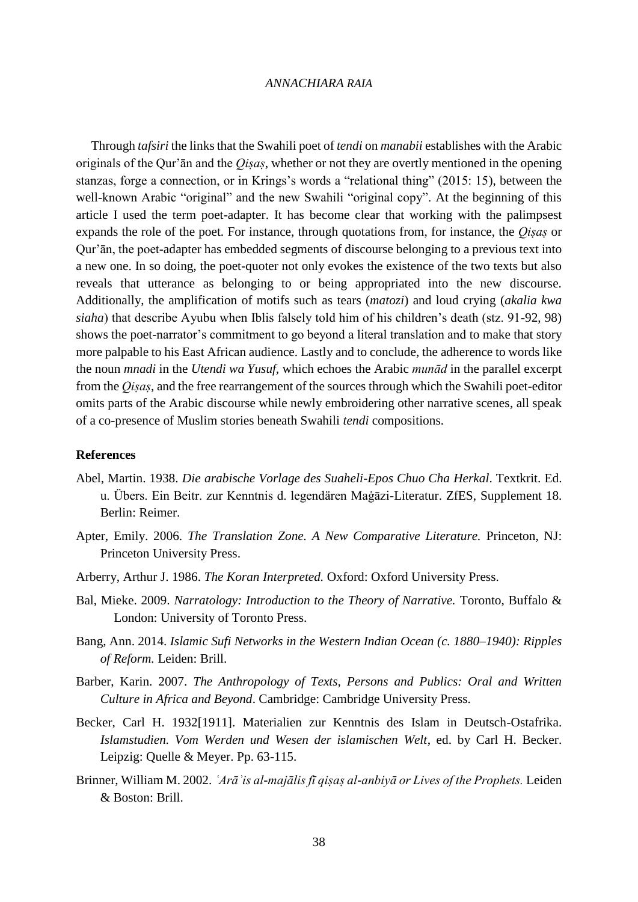Through *tafsiri* the links that the Swahili poet of *tendi* on *manabii* establishes with the Arabic originals of the Qur'ān and the *Qiṣaṣ*, whether or not they are overtly mentioned in the opening stanzas, forge a connection, or in Krings's words a "relational thing" (2015: 15), between the well-known Arabic "original" and the new Swahili "original copy". At the beginning of this article I used the term poet-adapter. It has become clear that working with the palimpsest expands the role of the poet. For instance, through quotations from, for instance, the *Qiṣaṣ* or Qur'ān, the poet-adapter has embedded segments of discourse belonging to a previous text into a new one. In so doing, the poet-quoter not only evokes the existence of the two texts but also reveals that utterance as belonging to or being appropriated into the new discourse. Additionally, the amplification of motifs such as tears (*matozi*) and loud crying (*akalia kwa siaha*) that describe Ayubu when Iblis falsely told him of his children's death (stz. 91-92, 98) shows the poet-narrator's commitment to go beyond a literal translation and to make that story more palpable to his East African audience. Lastly and to conclude, the adherence to words like the noun *mnadi* in the *Utendi wa Yusuf,* which echoes the Arabic *munād* in the parallel excerpt from the *Qiṣaṣ*, and the free rearrangement of the sources through which the Swahili poet-editor omits parts of the Arabic discourse while newly embroidering other narrative scenes, all speak of a co-presence of Muslim stories beneath Swahili *tendi* compositions.

## References

Abel, Martin. 1938. *Die arabische Vorlage des Suaheli-Epos Chuo Cha Herkal*. Textkrit. Ed. u. Übers. Ein Beitr. zur Kenntnis d. legendären Maġāzi-Literatur. ZfES, Supplement 18. Berlin: Reimer.

Apter, Emily. 2006. *The Translation Zone. A New Comparative Literature.* Princeton, NJ: Princeton University Press.

Arberry, Arthur J. 1986. *The Koran Interpreted.* Oxford: Oxford University Press.

Bal, Mieke. 2009. *Narratology: Introduction to the Theory of Narrative.* Toronto, Buffalo & London: University of Toronto Press.

Bang, Ann. 2014. *Islamic Sufi Networks in the Western Indian Ocean (c. 1880–1940): Ripples of Reform.* Leiden: Brill.

Barber, Karin. 2007. *The Anthropology of Texts, Persons and Publics: Oral and Written Culture in Africa and Beyond*. Cambridge: Cambridge University Press.

Becker, Carl H. 1932[1911]. Materialien zur Kenntnis des Islam in Deutsch-Ostafrika. *Islamstudien. Vom Werden und Wesen der islamischen Welt*, ed. by Carl H. Becker. Leipzig: Quelle & Meyer. Pp. 63-115.

Brinner, William M. 2002. *ʿArāʾis al-majālis fī qiṣaṣ al-anbiyā or Lives of the Prophets.* Leiden & Boston: Brill.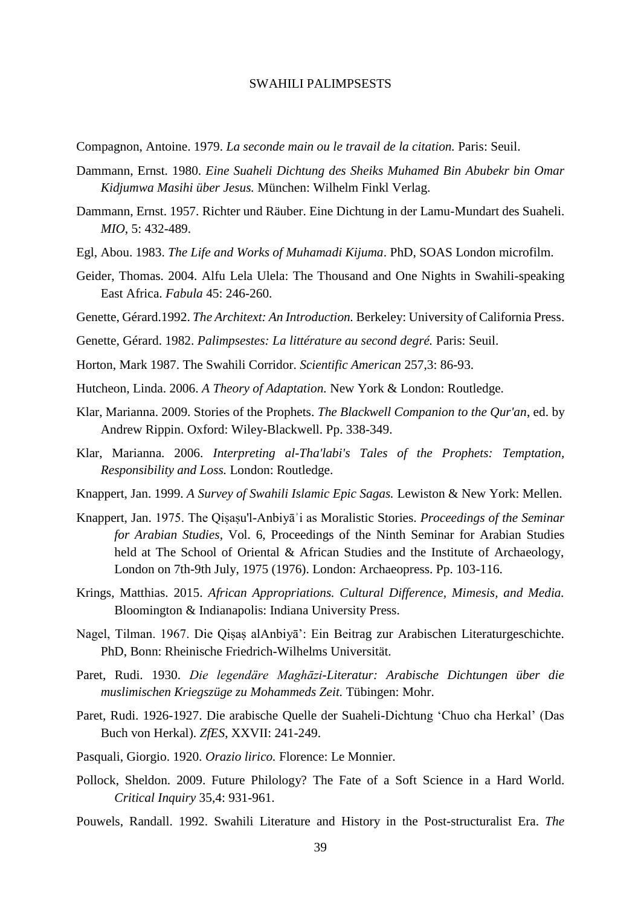Compagnon, Antoine. 1979. *La seconde main ou le travail de la citation.* Paris: Seuil.

Dammann, Ernst. 1980. *Eine Suaheli Dichtung des Sheiks Muhamed Bin Abubekr bin Omar Kidjumwa Masihi über Jesus.* München: Wilhelm Finkl Verlag.

Dammann, Ernst. 1957. Richter und Räuber. Eine Dichtung in der Lamu-Mundart des Suaheli. *MIO*, 5: 432-489.

Egl, Abou. 1983. *The Life and Works of Muhamadi Kijuma*. PhD, SOAS London microfilm.

Geider, Thomas. 2004. Alfu Lela Ulela: The Thousand and One Nights in Swahili-speaking East Africa. *Fabula* 45: 246-260.

Genette, Gérard.1992. *The Architext: An Introduction.* Berkeley: University of California Press.

Genette, Gérard. 1982. *Palimpsestes: La littérature au second degré.* Paris: Seuil.

Horton, Mark 1987. The Swahili Corridor. *Scientific American* 257,3: 86-93.

Hutcheon, Linda. 2006. *A Theory of Adaptation.* New York & London: Routledge.

Klar, Marianna. 2009. Stories of the Prophets. *The Blackwell Companion to the Qur'an*, ed. by Andrew Rippin. Oxford: Wiley-Blackwell. Pp. 338-349.

Klar, Marianna. 2006. *Interpreting al-Tha'labi's Tales of the Prophets: Temptation, Responsibility and Loss.* London: Routledge.

Knappert, Jan. 1999. *A Survey of Swahili Islamic Epic Sagas.* Lewiston & New York: Mellen.

Knappert, Jan. 1975. The Qiṣaṣu'l-Anbiyāʾi as Moralistic Stories. *Proceedings of the Seminar for Arabian Studies*, Vol. 6, Proceedings of the Ninth Seminar for Arabian Studies held at The School of Oriental & African Studies and the Institute of Archaeology, London on 7th-9th July, 1975 (1976). London: Archaeopress. Pp. 103-116.

Krings, Matthias. 2015. *African Appropriations. Cultural Difference, Mimesis, and Media.* Bloomington & Indianapolis: Indiana University Press.

Nagel, Tilman. 1967. Die Qiṣaṣ alAnbiyā': Ein Beitrag zur Arabischen Literaturgeschichte. PhD, Bonn: Rheinische Friedrich-Wilhelms Universität.

Paret, Rudi. 1930. *Die legendäre Maghāzi-Literatur: Arabische Dichtungen über die muslimischen Kriegszüge zu Mohammeds Zeit.* Tübingen: Mohr.

Paret, Rudi. 1926-1927. Die arabische Quelle der Suaheli-Dichtung 'Chuo cha Herkal' (Das Buch von Herkal). *ZfES*, XXVII: 241-249.

Pasquali, Giorgio. 1920. *Orazio lirico.* Florence: Le Monnier.

Pollock, Sheldon. 2009. Future Philology? The Fate of a Soft Science in a Hard World. *Critical Inquiry* 35,4: 931-961.

Pouwels, Randall. 1992. Swahili Literature and History in the Post-structuralist Era. *The*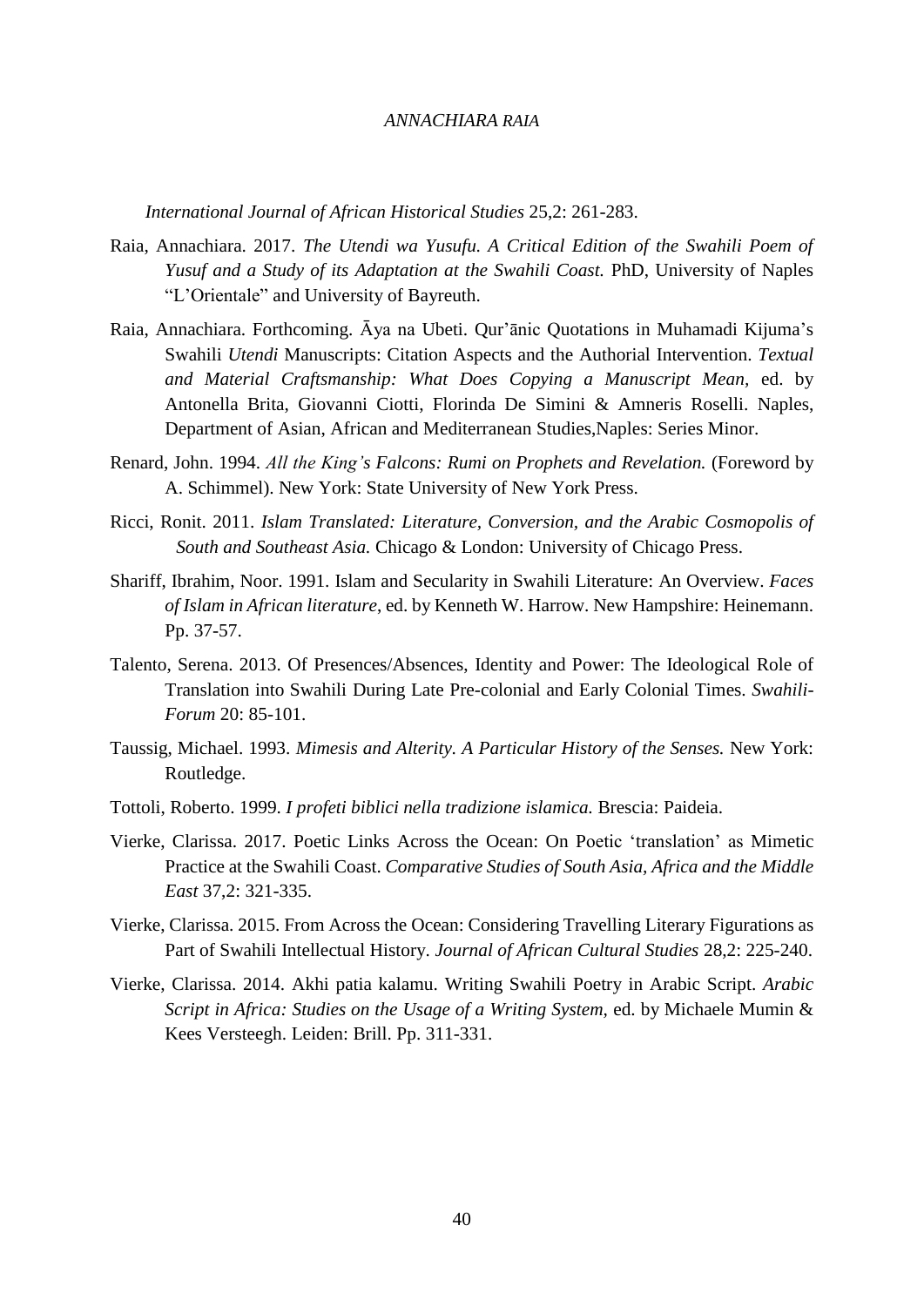*International Journal of African Historical Studies* 25,2: 261-283.

Raia, Annachiara. 2017. *The Utendi wa Yusufu. A Critical Edition of the Swahili Poem of Yusuf and a Study of its Adaptation at the Swahili Coast.* PhD, University of Naples "L'Orientale" and University of Bayreuth.

Raia, Annachiara. Forthcoming. Āya na Ubeti. Qur'ānic Quotations in Muhamadi Kijuma's Swahili *Utendi* Manuscripts: Citation Aspects and the Authorial Intervention. *Textual and Material Craftsmanship: What Does Copying a Manuscript Mean*, ed. by Antonella Brita, Giovanni Ciotti, Florinda De Simini & Amneris Roselli. Naples, Department of Asian, African and Mediterranean Studies,Naples: Series Minor.

Renard, John. 1994. *All the King's Falcons: Rumi on Prophets and Revelation.* (Foreword by A. Schimmel). New York: State University of New York Press.

Ricci, Ronit. 2011. *Islam Translated: Literature, Conversion, and the Arabic Cosmopolis of South and Southeast Asia.* Chicago & London: University of Chicago Press.

Shariff, Ibrahim, Noor. 1991. Islam and Secularity in Swahili Literature: An Overview. *Faces of Islam in African literature*, ed. by Kenneth W. Harrow. New Hampshire: Heinemann. Pp. 37-57.

Talento, Serena. 2013. Of Presences/Absences, Identity and Power: The Ideological Role of Translation into Swahili During Late Pre-colonial and Early Colonial Times. *Swahili-Forum* 20: 85-101.

Taussig, Michael. 1993. *Mimesis and Alterity. A Particular History of the Senses.* New York: Routledge.

Tottoli, Roberto. 1999. *I profeti biblici nella tradizione islamica.* Brescia: Paideia.

Vierke, Clarissa. 2017. Poetic Links Across the Ocean: On Poetic 'translation' as Mimetic Practice at the Swahili Coast. *Comparative Studies of South Asia, Africa and the Middle East* 37,2: 321-335.

Vierke, Clarissa. 2015. From Across the Ocean: Considering Travelling Literary Figurations as Part of Swahili Intellectual History. *Journal of African Cultural Studies* 28,2: 225-240.

Vierke, Clarissa. 2014. Akhi patia kalamu. Writing Swahili Poetry in Arabic Script. *Arabic Script in Africa: Studies on the Usage of a Writing System,* ed. by Michaele Mumin & Kees Versteegh. Leiden: Brill. Pp. 311-331.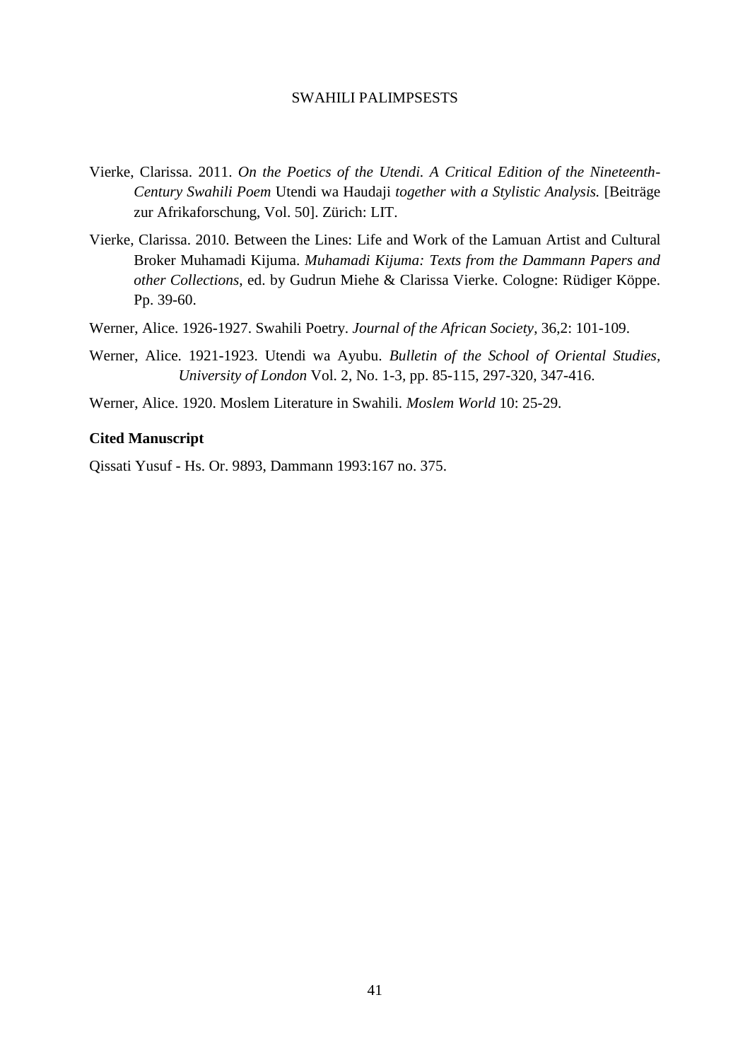Vierke, Clarissa. 2011. *On the Poetics of the Utendi. A Critical Edition of the Nineteenth-Century Swahili Poem* Utendi wa Haudaji *together with a Stylistic Analysis.* [Beiträge zur Afrikaforschung, Vol. 50]. Zürich: LIT.

Vierke, Clarissa. 2010. Between the Lines: Life and Work of the Lamuan Artist and Cultural Broker Muhamadi Kijuma. *Muhamadi Kijuma: Texts from the Dammann Papers and other Collections*, ed. by Gudrun Miehe & Clarissa Vierke. Cologne: Rüdiger Köppe. Pp. 39-60.

Werner, Alice. 1926-1927. Swahili Poetry. *Journal of the African Society*, 36,2: 101-109.

Werner, Alice. 1921-1923. Utendi wa Ayubu. *Bulletin of the School of Oriental Studies, University of London* Vol. 2, No. 1-3, pp. 85-115, 297-320, 347-416.

Werner, Alice. 1920. Moslem Literature in Swahili. *Moslem World* 10: 25-29.

**Cited Manuscript**

Qissati Yusuf - Hs. Or. 9893, Dammann 1993:167 no. 375.